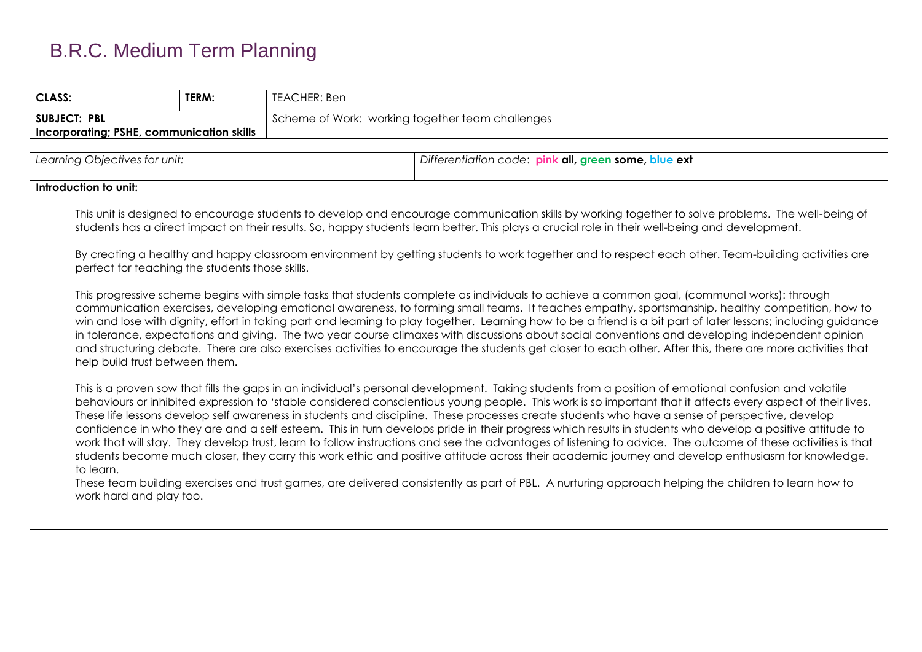# B.R.C. Medium Term Planning

| **CLASS:** | **TERM:** | TEACHER: Ben | |
|---|---|---|---|
| **SUBJECT: PBL Incorporating; PSHE, communication skills** | | Scheme of Work: working together team challenges | |
| *Learning Objectives for unit:* | | | *Differentiation code*: **pink all, green some, blue ext** |

**Introduction to unit:**

This unit is designed to encourage students to develop and encourage communication skills by working together to solve problems. The well-being of students has a direct impact on their results. So, happy students learn better. This plays a crucial role in their well-being and development.

By creating a healthy and happy classroom environment by getting students to work together and to respect each other. Team-building activities are perfect for teaching the students those skills.

This progressive scheme begins with simple tasks that students complete as individuals to achieve a common goal, (communal works): through communication exercises, developing emotional awareness, to forming small teams. It teaches empathy, sportsmanship, healthy competition, how to win and lose with dignity, effort in taking part and learning to play together. Learning how to be a friend is a bit part of later lessons; including guidance in tolerance, expectations and giving. The two year course climaxes with discussions about social conventions and developing independent opinion and structuring debate. There are also exercises activities to encourage the students get closer to each other. After this, there are more activities that help build trust between them.

This is a proven sow that fills the gaps in an individual's personal development. Taking students from a position of emotional confusion and volatile behaviours or inhibited expression to 'stable considered conscientious young people. This work is so important that it affects every aspect of their lives. These life lessons develop self awareness in students and discipline. These processes create students who have a sense of perspective, develop confidence in who they are and a self esteem. This in turn develops pride in their progress which results in students who develop a positive attitude to work that will stay. They develop trust, learn to follow instructions and see the advantages of listening to advice. The outcome of these activities is that students become much closer, they carry this work ethic and positive attitude across their academic journey and develop enthusiasm for knowledge. to learn.

These team building exercises and trust games, are delivered consistently as part of PBL. A nurturing approach helping the children to learn how to work hard and play too.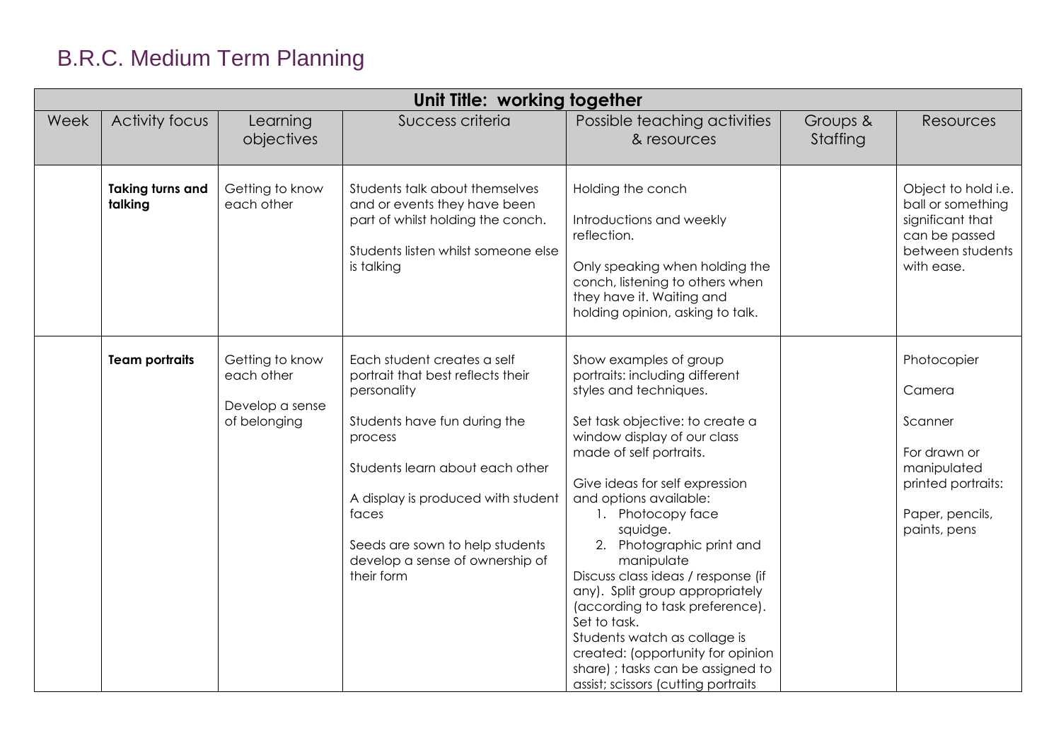# B.R.C. Medium Term Planning

| Unit Title: working together | | | | | | |
|---|---|---|---|---|---|---|
| Week | Activity focus | Learning objectives | Success criteria | Possible teaching activities & resources | Groups & Staffing | Resources |
| | **Taking turns and talking** | Getting to know each other | Students talk about themselves and or events they have been part of whilst holding the conch.<br><br>Students listen whilst someone else is talking | Holding the conch<br><br>Introductions and weekly reflection.<br><br>Only speaking when holding the conch, listening to others when they have it. Waiting and holding opinion, asking to talk. | | Object to hold i.e. ball or something significant that can be passed between students with ease. |
| | **Team portraits** | Getting to know each other<br><br>Develop a sense of belonging | Each student creates a self portrait that best reflects their personality<br><br>Students have fun during the process<br><br>Students learn about each other<br><br>A display is produced with student faces<br><br>Seeds are sown to help students develop a sense of ownership of their form | Show examples of group portraits: including different styles and techniques.<br><br>Set task objective: to create a window display of our class made of self portraits.<br><br>Give ideas for self expression and options available:<br>1. Photocopy face squidge.<br>2. Photographic print and manipulate<br>Discuss class ideas / response (if any). Split group appropriately (according to task preference). Set to task.<br>Students watch as collage is created: (opportunity for opinion share) ; tasks can be assigned to assist; scissors (cutting portraits | | Photocopier<br><br>Camera<br><br>Scanner<br><br>For drawn or manipulated printed portraits:<br><br>Paper, pencils, paints, pens |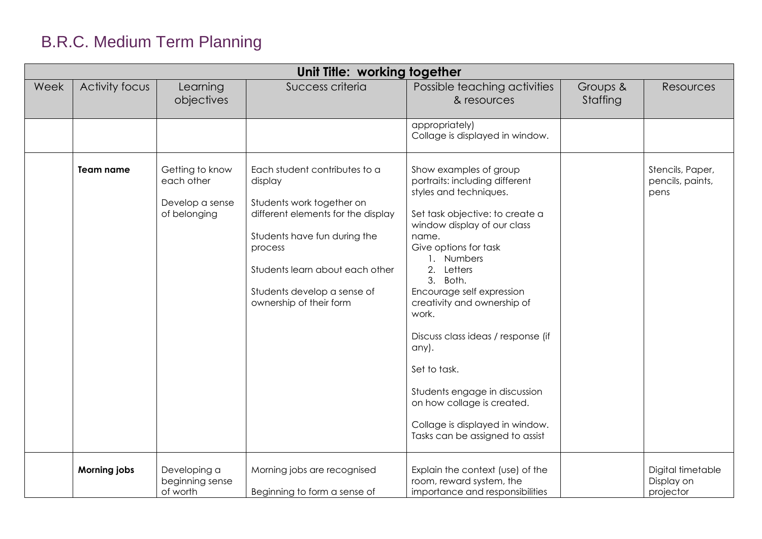# B.R.C. Medium Term Planning

| Unit Title: working together | | | | | | |
|---|---|---|---|---|---|---|
| Week | Activity focus | Learning objectives | Success criteria | Possible teaching activities & resources | Groups & Staffing | Resources |
| | | | | appropriately)<br>Collage is displayed in window. | | |
| | **Team name** | Getting to know each other<br><br>Develop a sense of belonging | Each student contributes to a display<br><br>Students work together on different elements for the display<br><br>Students have fun during the process<br><br>Students learn about each other<br><br>Students develop a sense of ownership of their form | Show examples of group portraits: including different styles and techniques.<br><br>Set task objective: to create a window display of our class name.<br>Give options for task<br>1. Numbers<br>2. Letters<br>3. Both.<br>Encourage self expression creativity and ownership of work.<br><br>Discuss class ideas / response (if any).<br><br>Set to task.<br><br>Students engage in discussion on how collage is created.<br><br>Collage is displayed in window.<br>Tasks can be assigned to assist | | Stencils, Paper, pencils, paints, pens |
| | **Morning jobs** | Developing a beginning sense of worth | Morning jobs are recognised<br><br>Beginning to form a sense of | Explain the context (use) of the room, reward system, the importance and responsibilities | | Digital timetable Display on projector |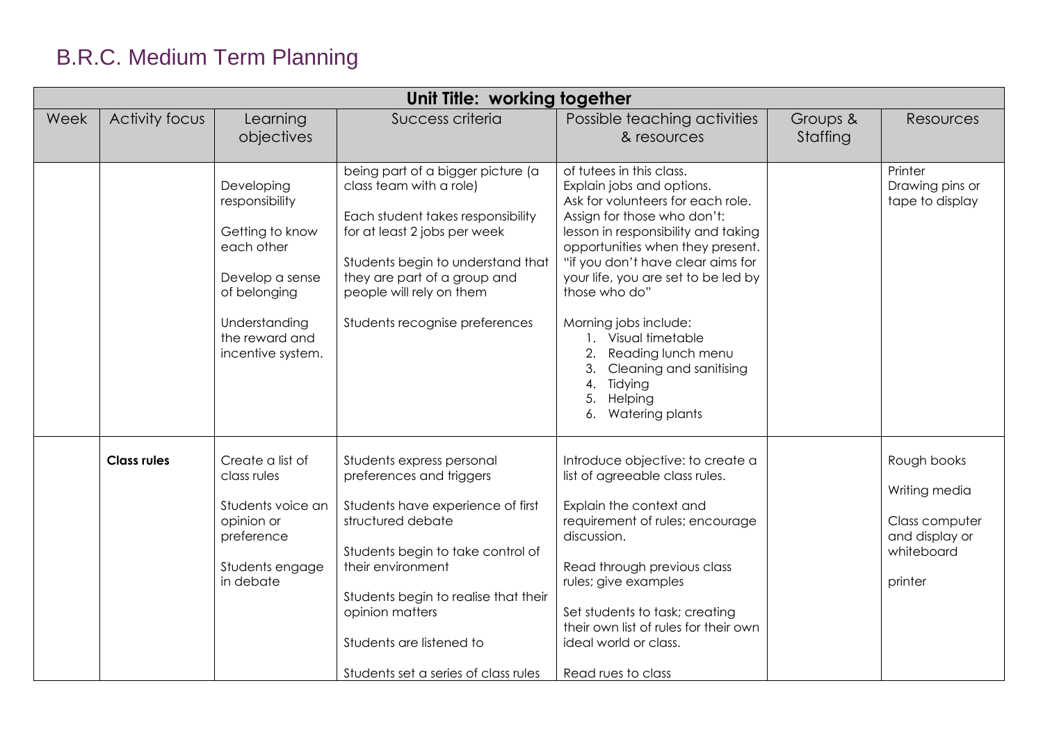# B.R.C. Medium Term Planning

| Unit Title: working together | | | | | | |
|---|---|---|---|---|---|---|
| Week | Activity focus | Learning objectives | Success criteria | Possible teaching activities & resources | Groups & Staffing | Resources |
| | | Developing responsibility<br><br>Getting to know each other<br><br>Develop a sense of belonging<br><br>Understanding the reward and incentive system. | being part of a bigger picture (a class team with a role)<br><br>Each student takes responsibility for at least 2 jobs per week<br><br>Students begin to understand that they are part of a group and people will rely on them<br><br>Students recognise preferences | of tutees in this class.<br>Explain jobs and options.<br>Ask for volunteers for each role.<br>Assign for those who don't: lesson in responsibility and taking opportunities when they present. "if you don't have clear aims for your life, you are set to be led by those who do"<br><br>Morning jobs include:<br>1. Visual timetable<br>2. Reading lunch menu<br>3. Cleaning and sanitising<br>4. Tidying<br>5. Helping<br>6. Watering plants | | Printer<br>Drawing pins or tape to display |
| | **Class rules** | Create a list of class rules<br><br>Students voice an opinion or preference<br><br>Students engage in debate | Students express personal preferences and triggers<br><br>Students have experience of first structured debate<br><br>Students begin to take control of their environment<br><br>Students begin to realise that their opinion matters<br><br>Students are listened to<br><br>Students set a series of class rules | Introduce objective: to create a list of agreeable class rules.<br><br>Explain the context and requirement of rules; encourage discussion.<br><br>Read through previous class rules; give examples<br><br>Set students to task; creating their own list of rules for their own ideal world or class.<br><br>Read rues to class | | Rough books<br><br>Writing media<br><br>Class computer and display or whiteboard<br><br>printer |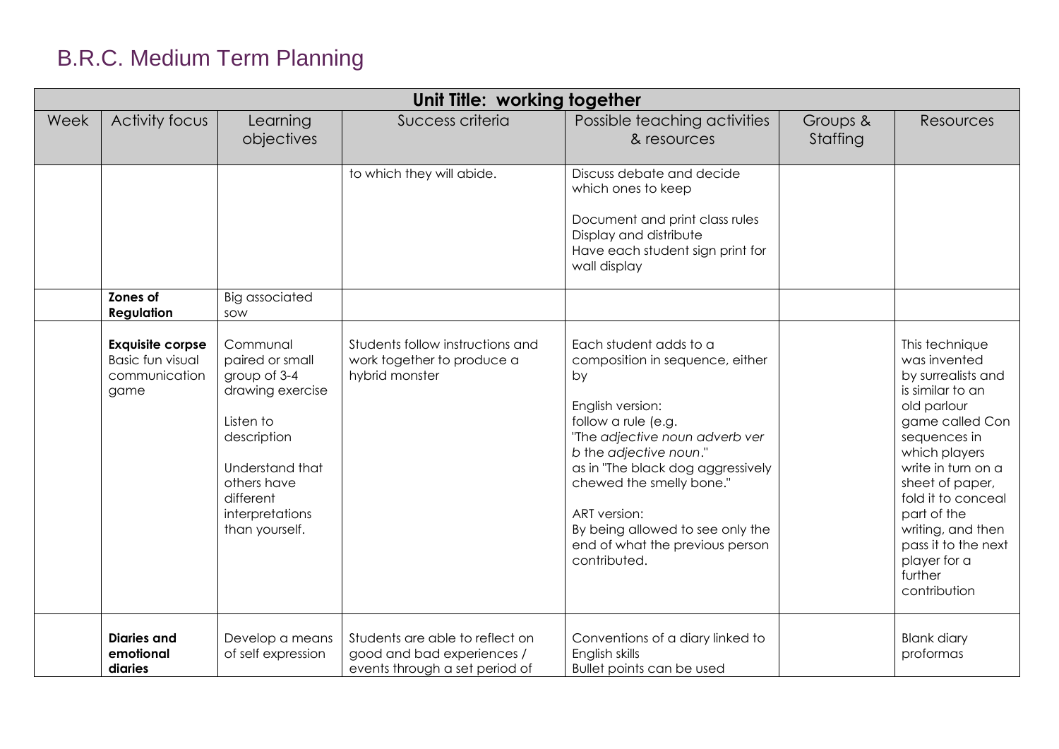# B.R.C. Medium Term Planning

| Unit Title: working together | | | | | | |
|---|---|---|---|---|---|---|
| Week | Activity focus | Learning objectives | Success criteria | Possible teaching activities & resources | Groups & Staffing | Resources |
| | | | to which they will abide. | Discuss debate and decide which ones to keep<br><br>Document and print class rules<br>Display and distribute<br>Have each student sign print for wall display | | |
| | **Zones of Regulation** | Big associated sow | | | | |
| | **Exquisite corpse**<br>Basic fun visual communication game | Communal paired or small group of 3-4 drawing exercise<br><br>Listen to description<br><br>Understand that others have different interpretations than yourself. | Students follow instructions and work together to produce a hybrid monster | Each student adds to a composition in sequence, either by<br><br>English version:<br>follow a rule (e.g. "The *adjective noun adverb ver b* the *adjective noun*." as in "The black dog aggressively chewed the smelly bone."<br><br>ART version:<br>By being allowed to see only the end of what the previous person contributed. | | This technique was invented by surrealists and is similar to an old parlour game called Con sequences in which players write in turn on a sheet of paper, fold it to conceal part of the writing, and then pass it to the next player for a further contribution |
| | **Diaries and emotional diaries** | Develop a means of self expression | Students are able to reflect on good and bad experiences / events through a set period of | Conventions of a diary linked to English skills<br>Bullet points can be used | | Blank diary proformas |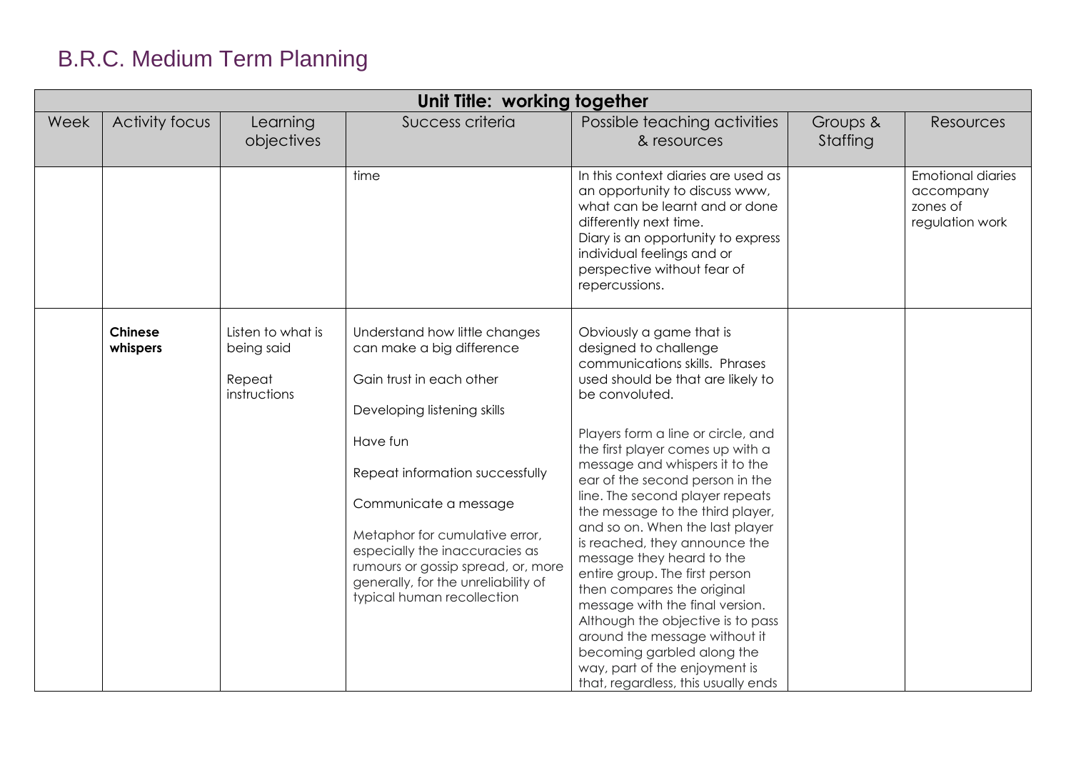# B.R.C. Medium Term Planning

| Unit Title: working together | | | | | | |
|---|---|---|---|---|---|---|
| Week | Activity focus | Learning objectives | Success criteria | Possible teaching activities & resources | Groups & Staffing | Resources |
| | | | time | In this context diaries are used as an opportunity to discuss www, what can be learnt and or done differently next time.<br>Diary is an opportunity to express individual feelings and or perspective without fear of repercussions. | | Emotional diaries accompany zones of regulation work |
| | **Chinese whispers** | Listen to what is being said<br><br>Repeat instructions | Understand how little changes can make a big difference<br><br>Gain trust in each other<br><br>Developing listening skills<br><br>Have fun<br><br>Repeat information successfully<br><br>Communicate a message<br><br>Metaphor for cumulative error, especially the inaccuracies as rumours or gossip spread, or, more generally, for the unreliability of typical human recollection | Obviously a game that is designed to challenge communications skills. Phrases used should be that are likely to be convoluted.<br><br>Players form a line or circle, and the first player comes up with a message and whispers it to the ear of the second person in the line. The second player repeats the message to the third player, and so on. When the last player is reached, they announce the message they heard to the entire group. The first person then compares the original message with the final version. Although the objective is to pass around the message without it becoming garbled along the way, part of the enjoyment is that, regardless, this usually ends | | |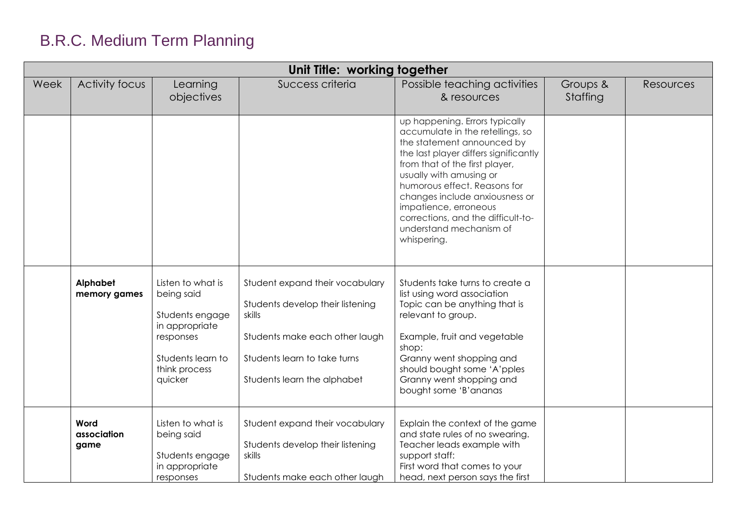# B.R.C. Medium Term Planning

| Unit Title: working together | | | | | | |
|---|---|---|---|---|---|---|
| Week | Activity focus | Learning objectives | Success criteria | Possible teaching activities & resources | Groups & Staffing | Resources |
| | | | | up happening. Errors typically accumulate in the retellings, so the statement announced by the last player differs significantly from that of the first player, usually with amusing or humorous effect. Reasons for changes include anxiousness or impatience, erroneous corrections, and the difficult-to-understand mechanism of whispering. | | |
| | **Alphabet memory games** | Listen to what is being said<br><br>Students engage in appropriate responses<br><br>Students learn to think process quicker | Student expand their vocabulary<br><br>Students develop their listening skills<br><br>Students make each other laugh<br><br>Students learn to take turns<br><br>Students learn the alphabet | Students take turns to create a list using word association Topic can be anything that is relevant to group.<br><br>Example, fruit and vegetable shop:<br>Granny went shopping and should bought some 'A'pples<br>Granny went shopping and bought some 'B'ananas | | |
| | **Word association game** | Listen to what is being said<br><br>Students engage in appropriate responses | Student expand their vocabulary<br><br>Students develop their listening skills<br><br>Students make each other laugh | Explain the context of the game and state rules of no swearing. Teacher leads example with support staff:<br>First word that comes to your head, next person says the first | | |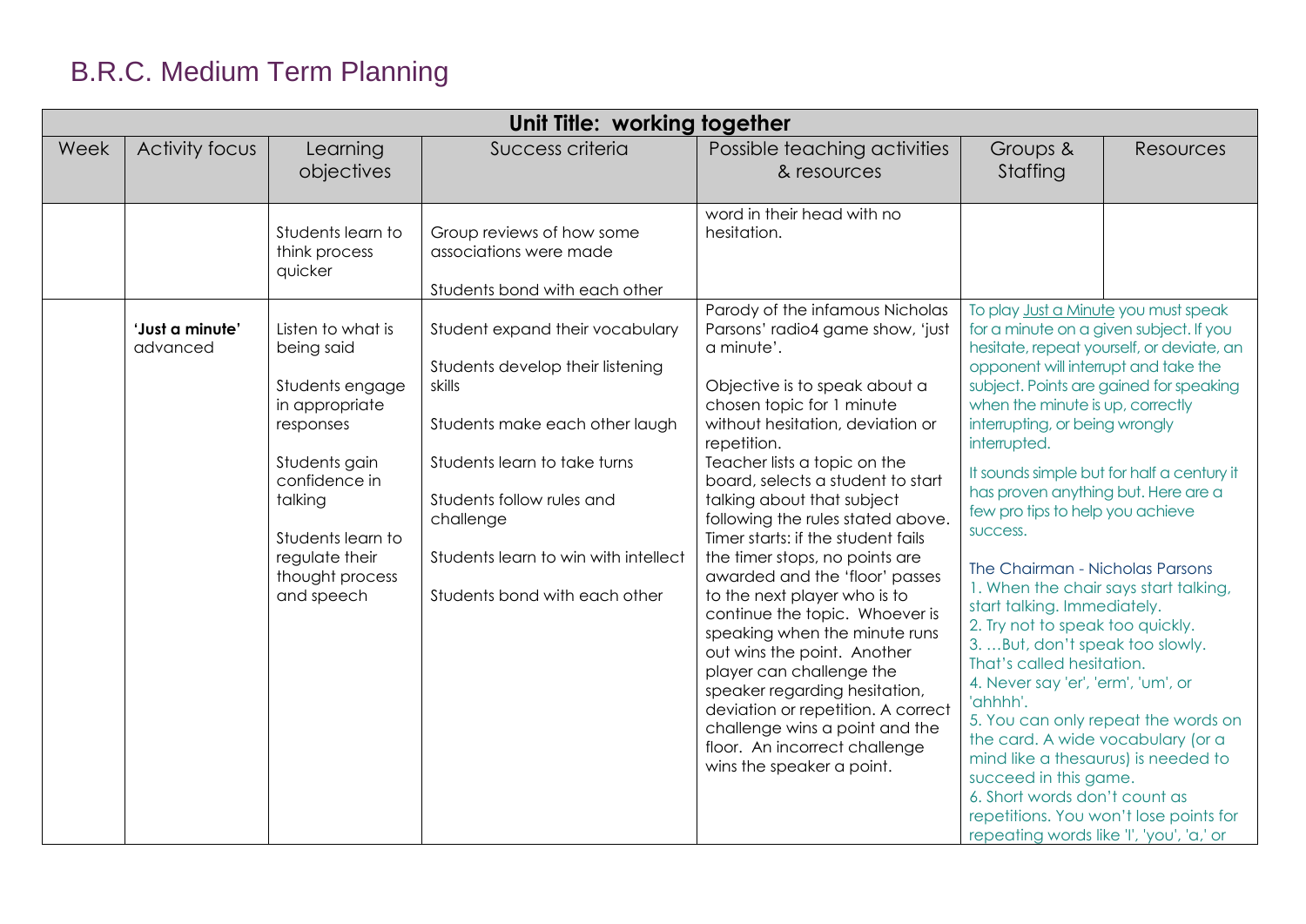# B.R.C. Medium Term Planning

| Unit Title: working together | | | | | | |
|---|---|---|---|---|---|---|
| Week | Activity focus | Learning objectives | Success criteria | Possible teaching activities & resources | Groups & Staffing | Resources |
| | | Students learn to think process quicker | Group reviews of how some associations were made<br><br>Students bond with each other | word in their head with no hesitation. | | |
| | **'Just a minute'** advanced | Listen to what is being said<br><br>Students engage in appropriate responses<br><br>Students gain confidence in talking<br><br>Students learn to regulate their thought process and speech | Student expand their vocabulary<br><br>Students develop their listening skills<br><br>Students make each other laugh<br><br>Students learn to take turns<br><br>Students follow rules and challenge<br><br>Students learn to win with intellect<br><br>Students bond with each other | Parody of the infamous Nicholas Parsons' radio4 game show, 'just a minute'.<br><br>Objective is to speak about a chosen topic for 1 minute without hesitation, deviation or repetition.<br>Teacher lists a topic on the board, selects a student to start talking about that subject following the rules stated above. Timer starts: if the student fails the timer stops, no points are awarded and the 'floor' passes to the next player who is to continue the topic. Whoever is speaking when the minute runs out wins the point. Another player can challenge the speaker regarding hesitation, deviation or repetition. A correct challenge wins a point and the floor. An incorrect challenge wins the speaker a point. | To play Just a Minute you must speak for a minute on a given subject. If you hesitate, repeat yourself, or deviate, an opponent will interrupt and take the subject. Points are gained for speaking when the minute is up, correctly interrupting, or being wrongly interrupted.<br><br>It sounds simple but for half a century it has proven anything but. Here are a few pro tips to help you achieve success.<br><br>The Chairman - Nicholas Parsons<br>1. When the chair says start talking, start talking. Immediately.<br>2. Try not to speak too quickly.<br>3. …But, don't speak too slowly. That's called hesitation.<br>4. Never say 'er', 'erm', 'um', or 'ahhhh'.<br>5. You can only repeat the words on the card. A wide vocabulary (or a mind like a thesaurus) is needed to succeed in this game.<br>6. Short words don't count as repetitions. You won't lose points for repeating words like 'I', 'you', 'a,' or | |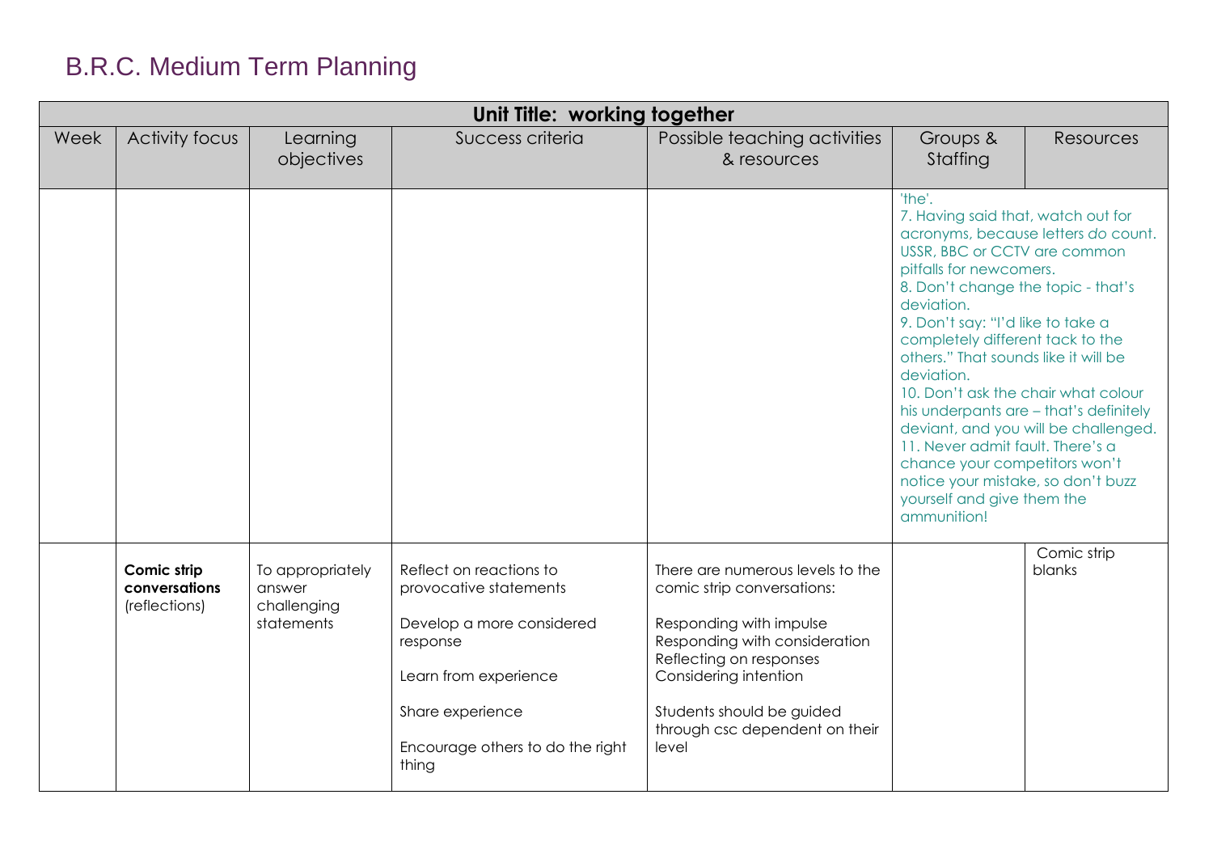# B.R.C. Medium Term Planning

| Unit Title: working together | | | | | | |
|---|---|---|---|---|---|---|
| Week | Activity focus | Learning objectives | Success criteria | Possible teaching activities & resources | Groups & Staffing | Resources |
| | | | | | 'the'.<br>7. Having said that, watch out for acronyms, because letters *do* count. USSR, BBC or CCTV are common pitfalls for newcomers.<br>8. Don't change the topic - that's deviation.<br>9. Don't say: "I'd like to take a completely different tack to the others." That sounds like it will be deviation.<br>10. Don't ask the chair what colour his underpants are – that's definitely deviant, and you will be challenged.<br>11. Never admit fault. There's a chance your competitors won't notice your mistake, so don't buzz yourself and give them the ammunition! | |
| | **Comic strip conversations** (reflections) | To appropriately answer challenging statements | Reflect on reactions to provocative statements<br><br>Develop a more considered response<br><br>Learn from experience<br><br>Share experience<br><br>Encourage others to do the right thing | There are numerous levels to the comic strip conversations:<br><br>Responding with impulse<br>Responding with consideration<br>Reflecting on responses<br>Considering intention<br><br>Students should be guided through csc dependent on their level | | Comic strip blanks |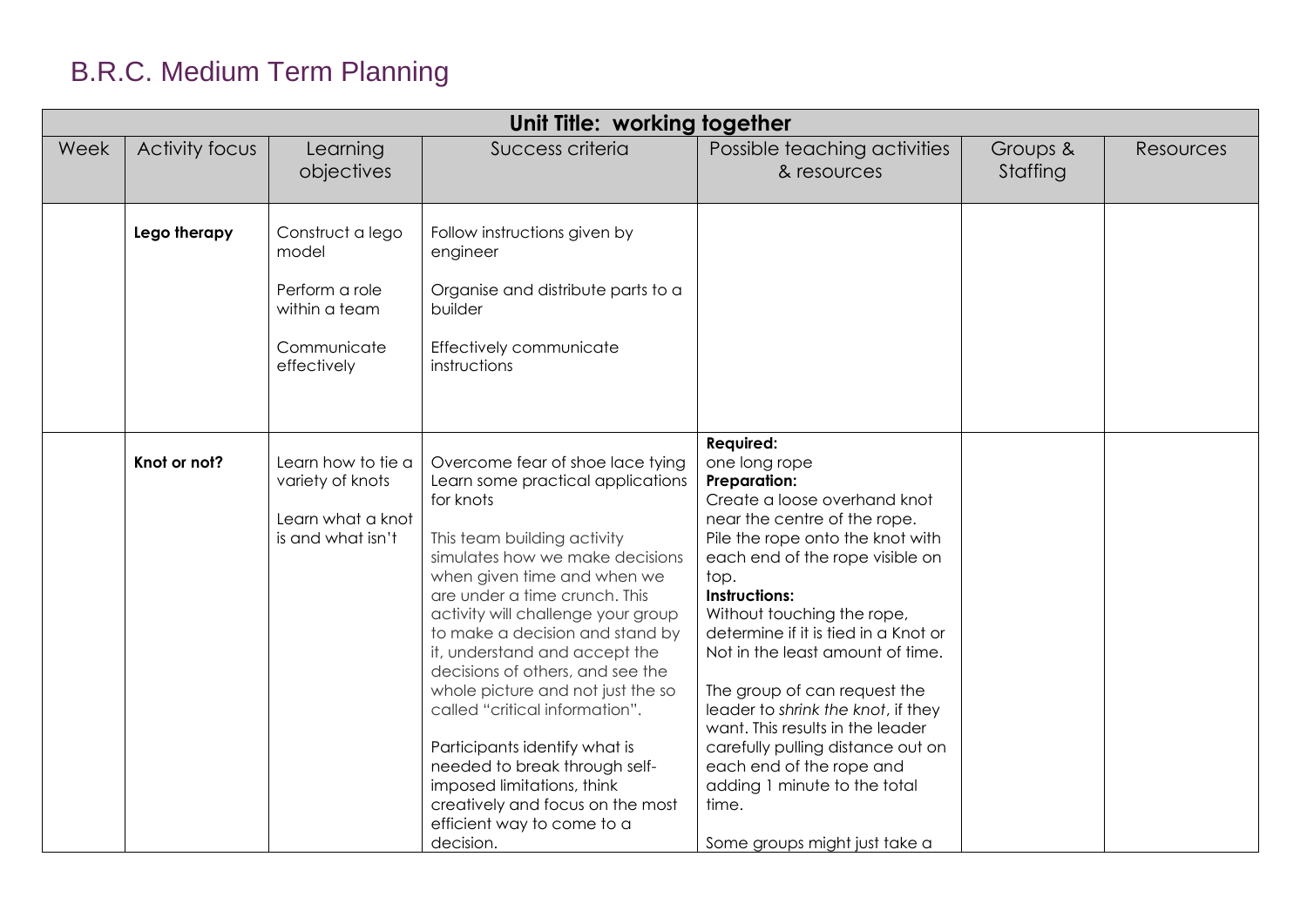# B.R.C. Medium Term Planning

| Unit Title: working together | | | | | | |
|---|---|---|---|---|---|---|
| Week | Activity focus | Learning objectives | Success criteria | Possible teaching activities & resources | Groups & Staffing | Resources |
| | **Lego therapy** | Construct a lego model<br><br>Perform a role within a team<br><br>Communicate effectively | Follow instructions given by engineer<br><br>Organise and distribute parts to a builder<br><br>Effectively communicate instructions | | | |
| | **Knot or not?** | Learn how to tie a variety of knots<br><br>Learn what a knot is and what isn't | Overcome fear of shoe lace tying<br>Learn some practical applications for knots<br><br>This team building activity simulates how we make decisions when given time and when we are under a time crunch. This activity will challenge your group to make a decision and stand by it, understand and accept the decisions of others, and see the whole picture and not just the so called "critical information".<br><br>Participants identify what is needed to break through self-imposed limitations, think creatively and focus on the most efficient way to come to a decision. | **Required:**<br>one long rope<br>**Preparation:**<br>Create a loose overhand knot near the centre of the rope. Pile the rope onto the knot with each end of the rope visible on top.<br>**Instructions:**<br>Without touching the rope, determine if it is tied in a Knot or Not in the least amount of time.<br><br>The group of can request the leader to *shrink the knot*, if they want. This results in the leader carefully pulling distance out on each end of the rope and adding 1 minute to the total time.<br><br>Some groups might just take a | | |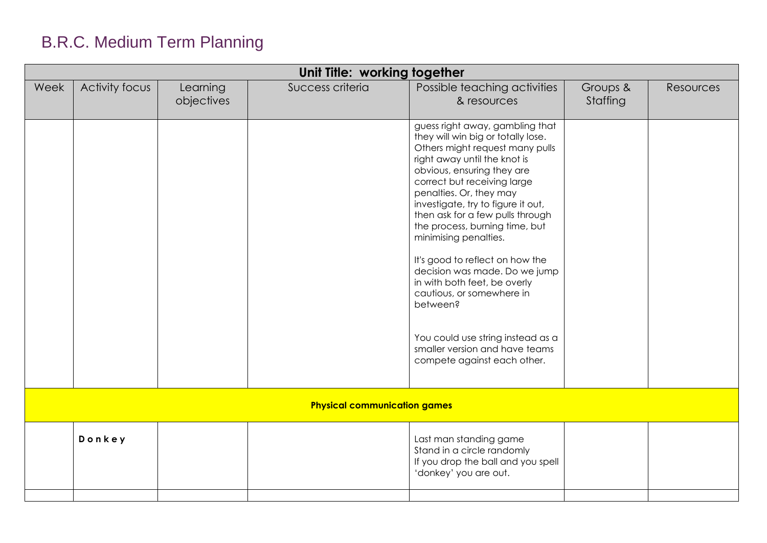# B.R.C. Medium Term Planning

| Unit Title: working together | | | | | | |
|---|---|---|---|---|---|---|
| Week | Activity focus | Learning objectives | Success criteria | Possible teaching activities & resources | Groups & Staffing | Resources |
| | | | | guess right away, gambling that they will win big or totally lose. Others might request many pulls right away until the knot is obvious, ensuring they are correct but receiving large penalties. Or, they may investigate, try to figure it out, then ask for a few pulls through the process, burning time, but minimising penalties.<br><br>It's good to reflect on how the decision was made. Do we jump in with both feet, be overly cautious, or somewhere in between?<br><br>You could use string instead as a smaller version and have teams compete against each other. | | |
| **Physical communication games** | | | | | | |
| | **D o n k e y** | | | Last man standing game<br>Stand in a circle randomly<br>If you drop the ball and you spell 'donkey' you are out. | | |
| | | | | | | |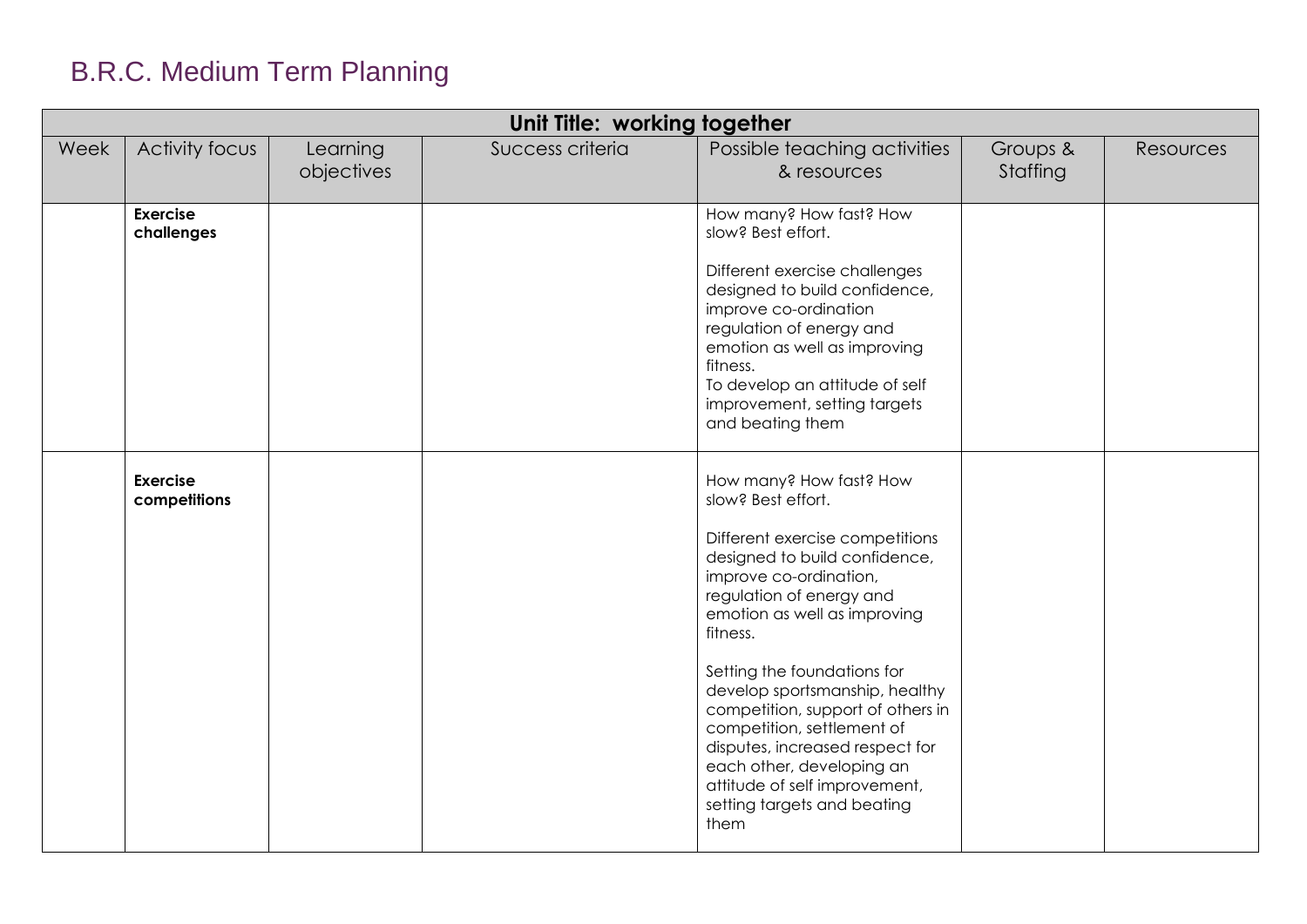# B.R.C. Medium Term Planning

| Unit Title: working together | | | | | | |
|---|---|---|---|---|---|---|
| Week | Activity focus | Learning objectives | Success criteria | Possible teaching activities & resources | Groups & Staffing | Resources |
| | **Exercise challenges** | | | How many? How fast? How slow? Best effort.<br><br>Different exercise challenges designed to build confidence, improve co-ordination regulation of energy and emotion as well as improving fitness.<br>To develop an attitude of self improvement, setting targets and beating them | | |
| | **Exercise competitions** | | | How many? How fast? How slow? Best effort.<br><br>Different exercise competitions designed to build confidence, improve co-ordination, regulation of energy and emotion as well as improving fitness.<br><br>Setting the foundations for develop sportsmanship, healthy competition, support of others in competition, settlement of disputes, increased respect for each other, developing an attitude of self improvement, setting targets and beating them | | |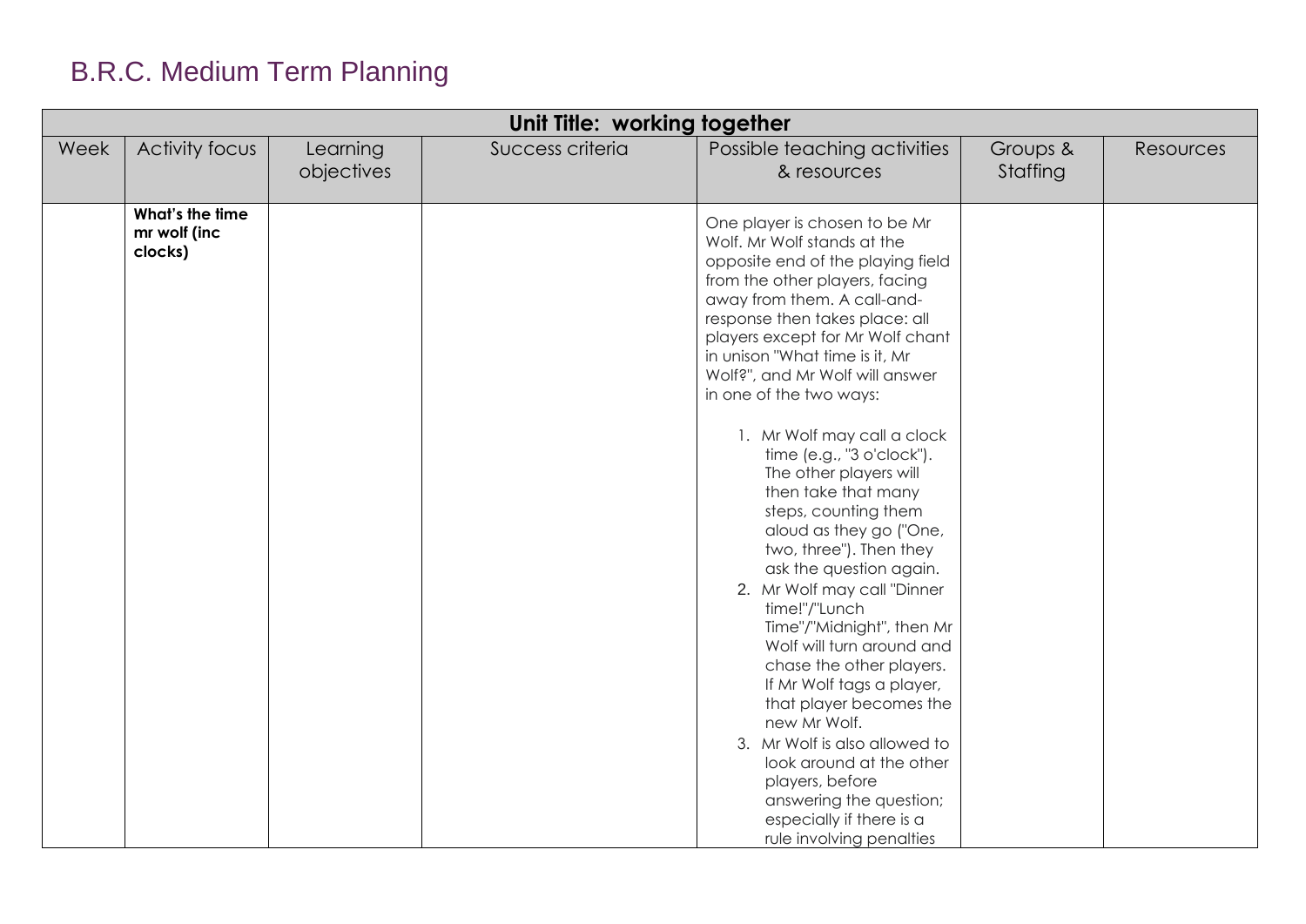# B.R.C. Medium Term Planning

| Unit Title: working together | | | | | | |
|---|---|---|---|---|---|---|
| Week | Activity focus | Learning objectives | Success criteria | Possible teaching activities & resources | Groups & Staffing | Resources |
| | **What's the time mr wolf (inc clocks)** | | | One player is chosen to be Mr Wolf. Mr Wolf stands at the opposite end of the playing field from the other players, facing away from them. A call-and-response then takes place: all players except for Mr Wolf chant in unison "What time is it, Mr Wolf?", and Mr Wolf will answer in one of the two ways:<br><br>1. Mr Wolf may call a clock time (e.g., "3 o'clock"). The other players will then take that many steps, counting them aloud as they go ("One, two, three"). Then they ask the question again.<br>2. Mr Wolf may call "Dinner time!"/"Lunch Time"/"Midnight", then Mr Wolf will turn around and chase the other players. If Mr Wolf tags a player, that player becomes the new Mr Wolf.<br>3. Mr Wolf is also allowed to look around at the other players, before answering the question; especially if there is a rule involving penalties | | |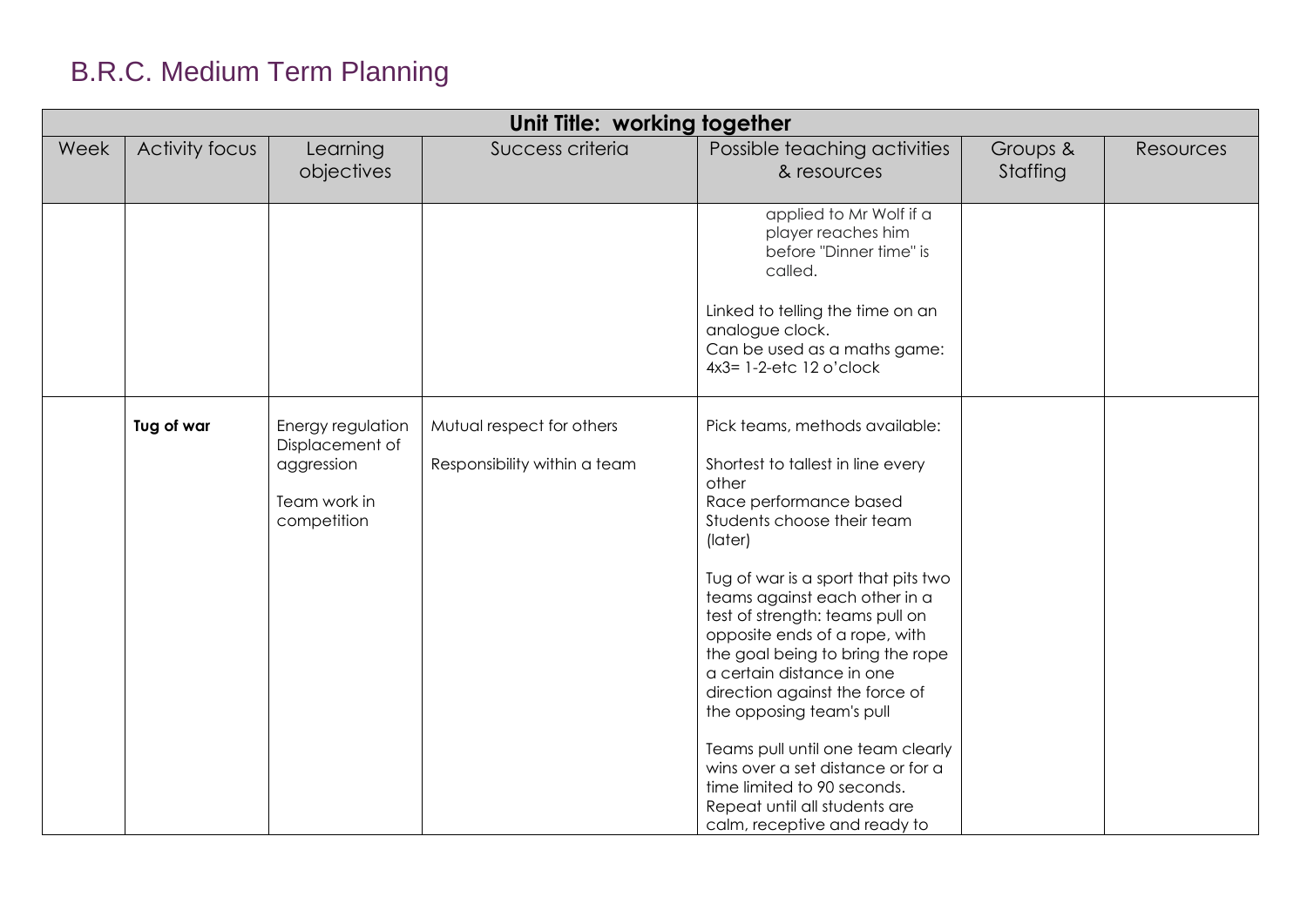# B.R.C. Medium Term Planning

| Unit Title: working together | | | | | | |
|---|---|---|---|---|---|---|
| Week | Activity focus | Learning objectives | Success criteria | Possible teaching activities & resources | Groups & Staffing | Resources |
| | | | | applied to Mr Wolf if a player reaches him before "Dinner time" is called.<br><br>Linked to telling the time on an analogue clock.<br>Can be used as a maths game: 4x3= 1-2-etc 12 o'clock | | |
| | **Tug of war** | Energy regulation<br>Displacement of aggression<br><br>Team work in competition | Mutual respect for others<br><br>Responsibility within a team | Pick teams, methods available:<br><br>Shortest to tallest in line every other<br>Race performance based<br>Students choose their team (later)<br><br>Tug of war is a sport that pits two teams against each other in a test of strength: teams pull on opposite ends of a rope, with the goal being to bring the rope a certain distance in one direction against the force of the opposing team's pull<br><br>Teams pull until one team clearly wins over a set distance or for a time limited to 90 seconds.<br>Repeat until all students are calm, receptive and ready to | | |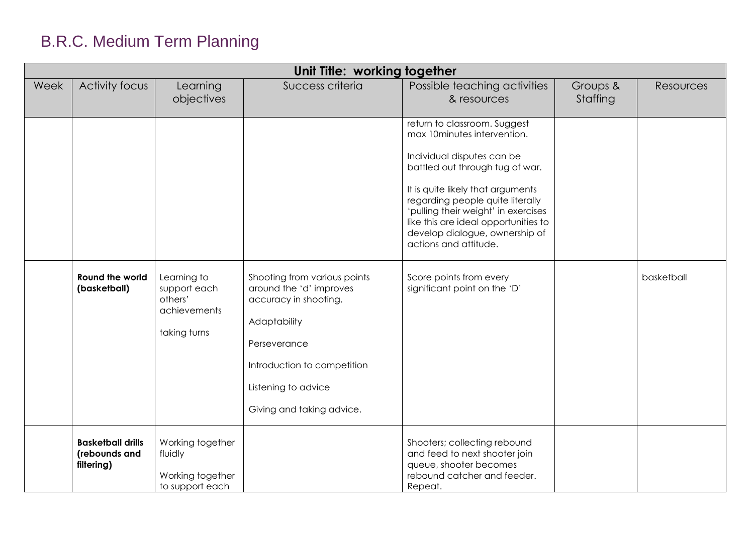# B.R.C. Medium Term Planning

| Unit Title: working together | | | | | | |
|---|---|---|---|---|---|---|
| Week | Activity focus | Learning objectives | Success criteria | Possible teaching activities & resources | Groups & Staffing | Resources |
| | | | | return to classroom. Suggest max 10minutes intervention.<br><br>Individual disputes can be battled out through tug of war.<br><br>It is quite likely that arguments regarding people quite literally 'pulling their weight' in exercises like this are ideal opportunities to develop dialogue, ownership of actions and attitude. | | |
| | **Round the world (basketball)** | Learning to support each others' achievements<br><br>taking turns | Shooting from various points around the 'd' improves accuracy in shooting.<br><br>Adaptability<br><br>Perseverance<br><br>Introduction to competition<br><br>Listening to advice<br><br>Giving and taking advice. | Score points from every significant point on the 'D' | | basketball |
| | **Basketball drills (rebounds and filtering)** | Working together fluidly<br><br>Working together to support each | | Shooters; collecting rebound and feed to next shooter join queue, shooter becomes rebound catcher and feeder. Repeat. | | |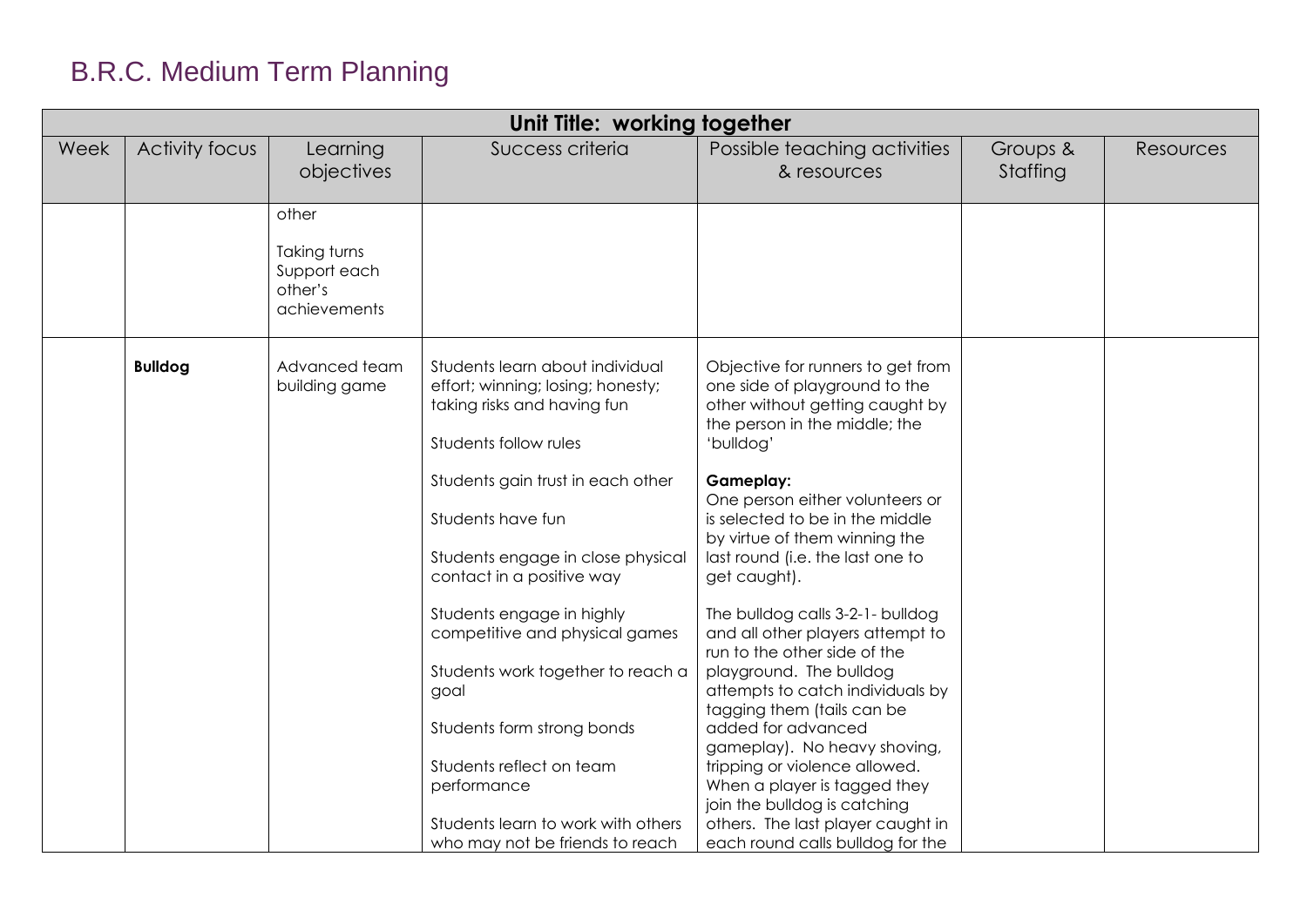# B.R.C. Medium Term Planning

| Unit Title: working together | | | | | | |
|---|---|---|---|---|---|---|
| Week | Activity focus | Learning objectives | Success criteria | Possible teaching activities & resources | Groups & Staffing | Resources |
| | | other<br><br>Taking turns<br>Support each other's achievements | | | | |
| | **Bulldog** | Advanced team building game | Students learn about individual effort; winning; losing; honesty; taking risks and having fun<br><br>Students follow rules<br><br>Students gain trust in each other<br><br>Students have fun<br><br>Students engage in close physical contact in a positive way<br><br>Students engage in highly competitive and physical games<br><br>Students work together to reach a goal<br><br>Students form strong bonds<br><br>Students reflect on team performance<br><br>Students learn to work with others who may not be friends to reach | Objective for runners to get from one side of playground to the other without getting caught by the person in the middle; the 'bulldog'<br><br>**Gameplay:**<br>One person either volunteers or is selected to be in the middle by virtue of them winning the last round (i.e. the last one to get caught).<br><br>The bulldog calls 3-2-1- bulldog and all other players attempt to run to the other side of the playground. The bulldog attempts to catch individuals by tagging them (tails can be added for advanced gameplay). No heavy shoving, tripping or violence allowed. When a player is tagged they join the bulldog is catching others. The last player caught in each round calls bulldog for the | | |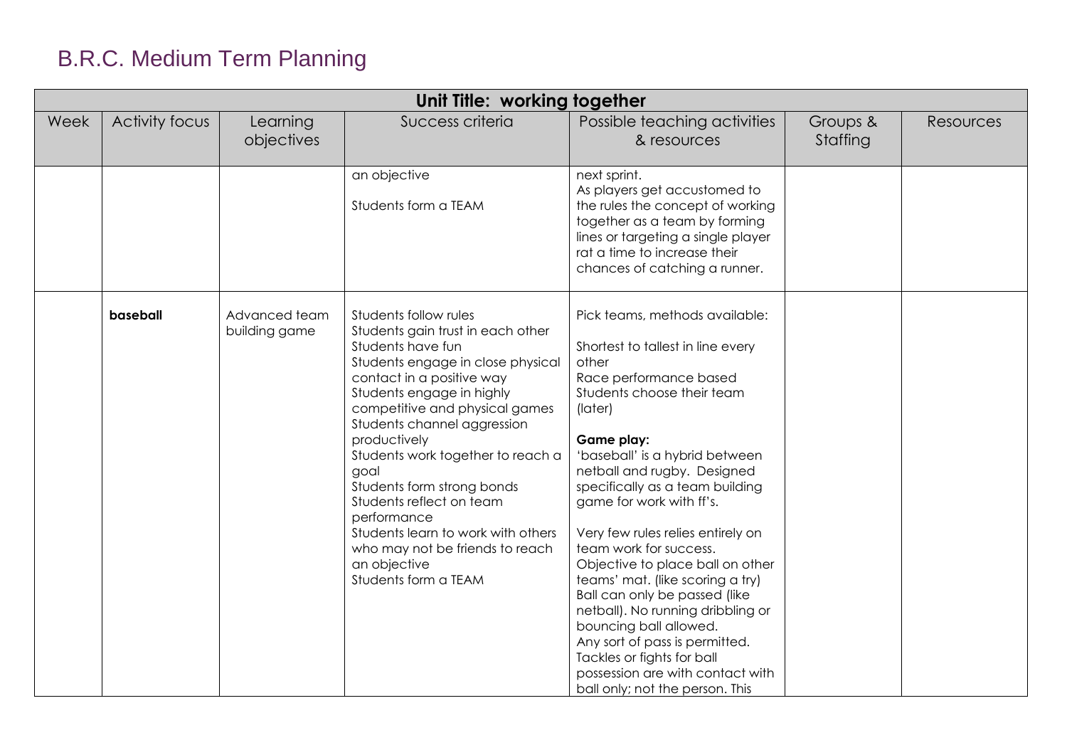# B.R.C. Medium Term Planning

| Unit Title: working together | | | | | | |
|---|---|---|---|---|---|---|
| Week | Activity focus | Learning objectives | Success criteria | Possible teaching activities & resources | Groups & Staffing | Resources |
| | | | an objective<br><br>Students form a TEAM | next sprint.<br>As players get accustomed to the rules the concept of working together as a team by forming lines or targeting a single player rat a time to increase their chances of catching a runner. | | |
| | **baseball** | Advanced team building game | Students follow rules<br>Students gain trust in each other<br>Students have fun<br>Students engage in close physical contact in a positive way<br>Students engage in highly competitive and physical games<br>Students channel aggression productively<br>Students work together to reach a goal<br>Students form strong bonds<br>Students reflect on team performance<br>Students learn to work with others who may not be friends to reach an objective<br>Students form a TEAM | Pick teams, methods available:<br><br>Shortest to tallest in line every other<br>Race performance based<br>Students choose their team (later)<br><br>**Game play:**<br>'baseball' is a hybrid between netball and rugby. Designed specifically as a team building game for work with ff's.<br><br>Very few rules relies entirely on team work for success.<br>Objective to place ball on other teams' mat. (like scoring a try)<br>Ball can only be passed (like netball). No running dribbling or bouncing ball allowed.<br>Any sort of pass is permitted.<br>Tackles or fights for ball possession are with contact with ball only; not the person. This | | |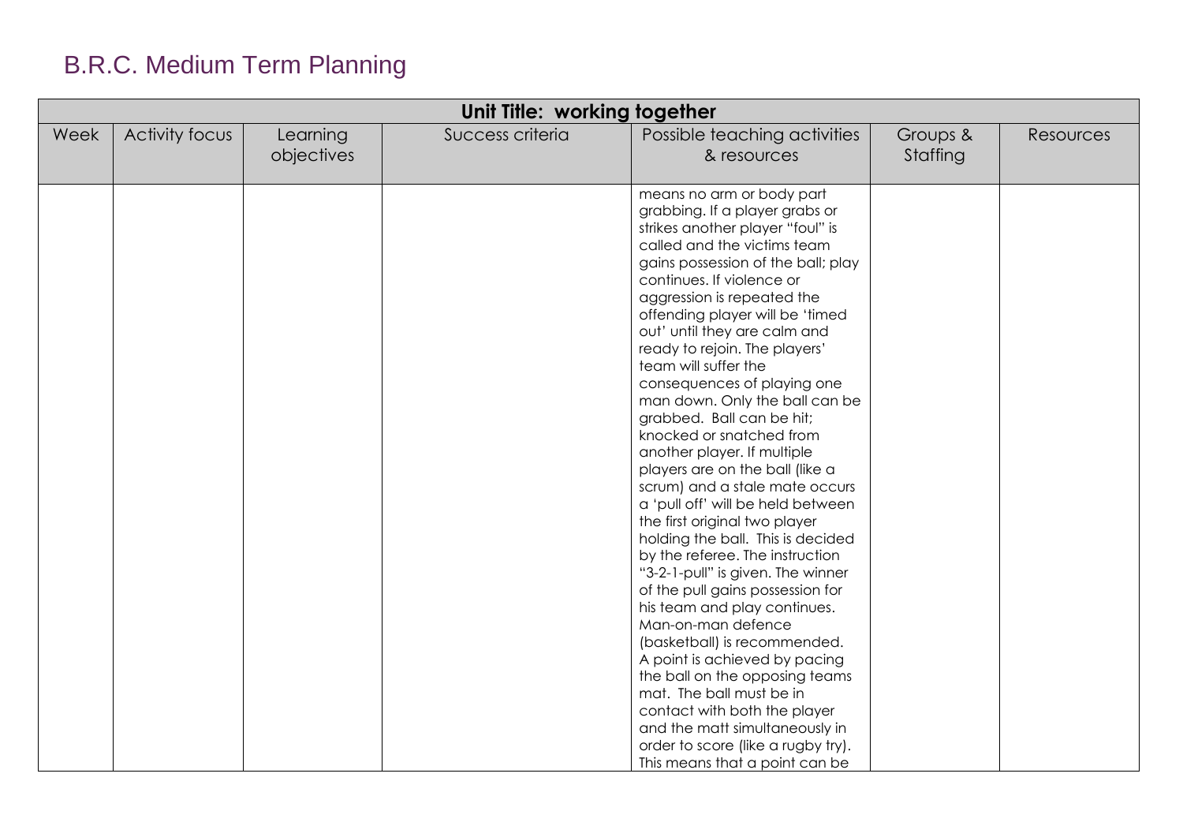# B.R.C. Medium Term Planning

| Unit Title: working together | | | | | | |
|---|---|---|---|---|---|---|
| Week | Activity focus | Learning objectives | Success criteria | Possible teaching activities & resources | Groups & Staffing | Resources |
| | | | | means no arm or body part grabbing. If a player grabs or strikes another player "foul" is called and the victims team gains possession of the ball; play continues. If violence or aggression is repeated the offending player will be 'timed out' until they are calm and ready to rejoin. The players' team will suffer the consequences of playing one man down. Only the ball can be grabbed. Ball can be hit; knocked or snatched from another player. If multiple players are on the ball (like a scrum) and a stale mate occurs a 'pull off' will be held between the first original two player holding the ball. This is decided by the referee. The instruction "3-2-1-pull" is given. The winner of the pull gains possession for his team and play continues. Man-on-man defence (basketball) is recommended. A point is achieved by pacing the ball on the opposing teams mat. The ball must be in contact with both the player and the matt simultaneously in order to score (like a rugby try). This means that a point can be | | |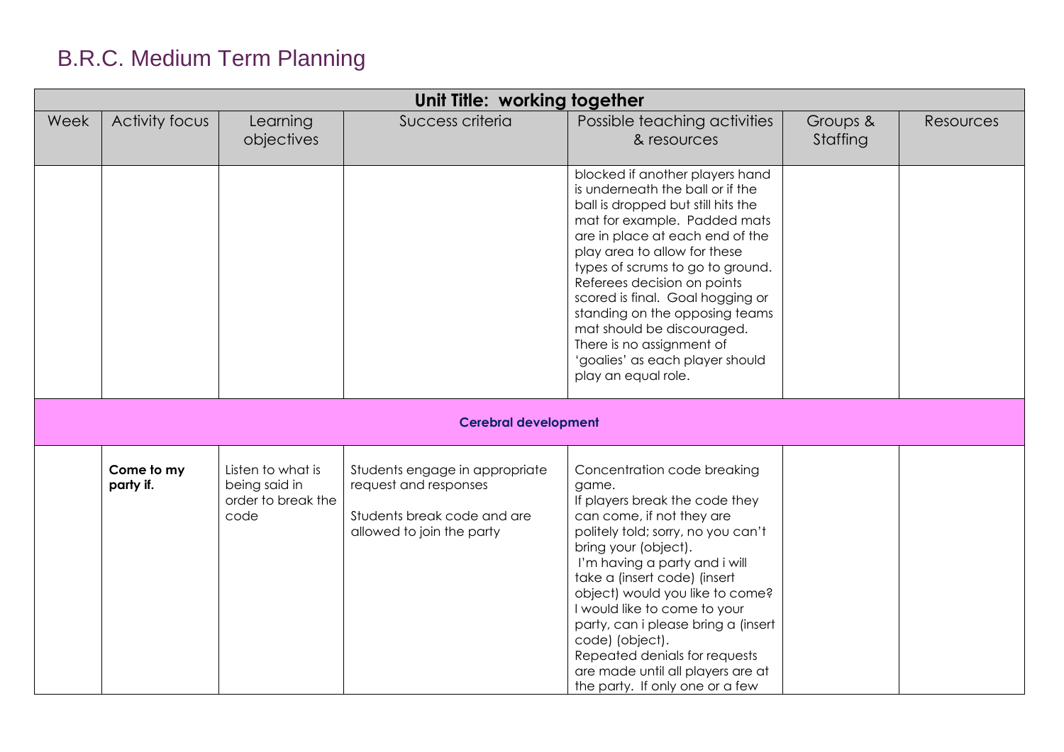# B.R.C. Medium Term Planning

| Unit Title: working together | | | | | | |
|---|---|---|---|---|---|---|
| Week | Activity focus | Learning objectives | Success criteria | Possible teaching activities & resources | Groups & Staffing | Resources |
| | | | | blocked if another players hand is underneath the ball or if the ball is dropped but still hits the mat for example. Padded mats are in place at each end of the play area to allow for these types of scrums to go to ground. Referees decision on points scored is final. Goal hogging or standing on the opposing teams mat should be discouraged. There is no assignment of 'goalies' as each player should play an equal role. | | |
| **Cerebral development** | | | | | | |
| | **Come to my party if.** | Listen to what is being said in order to break the code | Students engage in appropriate request and responses<br><br>Students break code and are allowed to join the party | Concentration code breaking game.<br>If players break the code they can come, if not they are politely told; sorry, no you can't bring your (object).<br>I'm having a party and i will take a (insert code) (insert object) would you like to come?<br>I would like to come to your party, can i please bring a (insert code) (object).<br>Repeated denials for requests are made until all players are at the party. If only one or a few | | |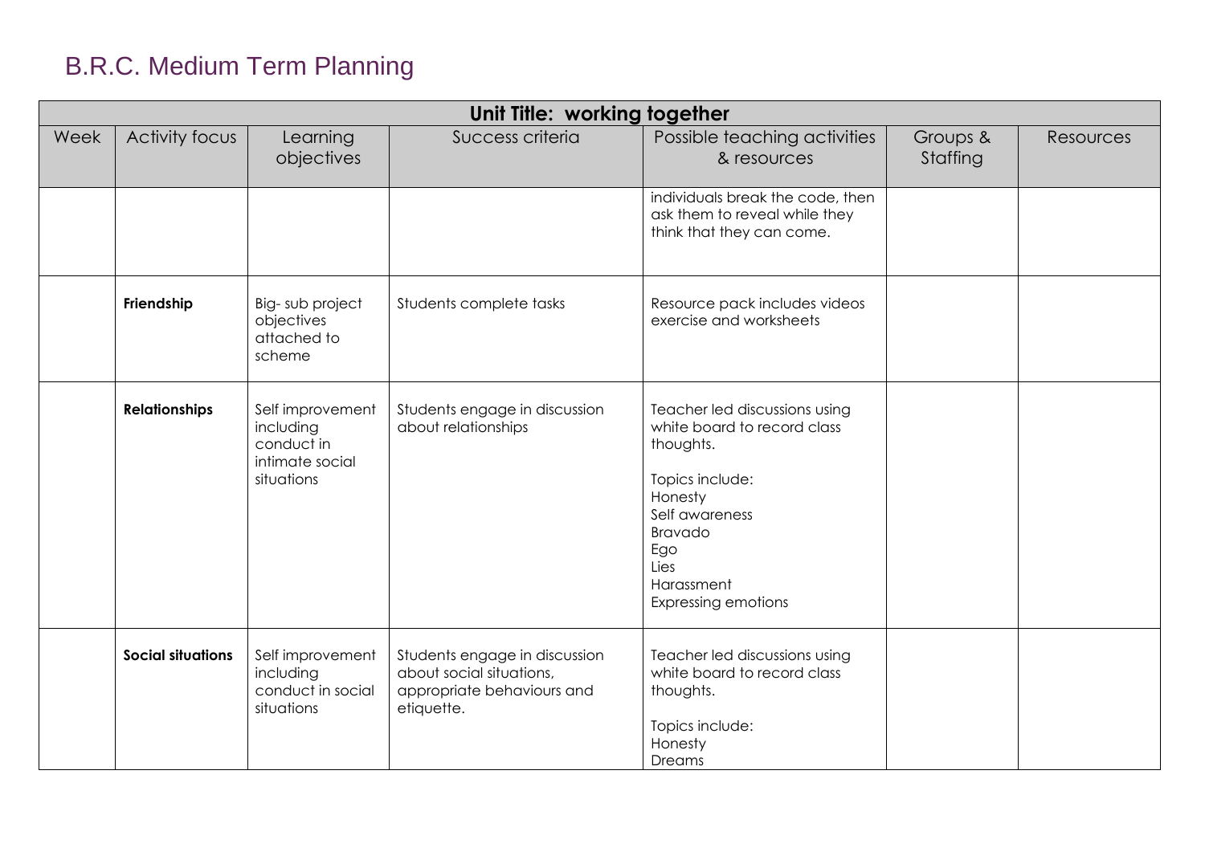# B.R.C. Medium Term Planning

| Unit Title: working together | | | | | | |
|---|---|---|---|---|---|---|
| Week | Activity focus | Learning objectives | Success criteria | Possible teaching activities & resources | Groups & Staffing | Resources |
| | | | | individuals break the code, then ask them to reveal while they think that they can come. | | |
| | **Friendship** | Big- sub project objectives attached to scheme | Students complete tasks | Resource pack includes videos exercise and worksheets | | |
| | **Relationships** | Self improvement including conduct in intimate social situations | Students engage in discussion about relationships | Teacher led discussions using white board to record class thoughts.<br><br>Topics include:<br>Honesty<br>Self awareness<br>Bravado<br>Ego<br>Lies<br>Harassment<br>Expressing emotions | | |
| | **Social situations** | Self improvement including conduct in social situations | Students engage in discussion about social situations, appropriate behaviours and etiquette. | Teacher led discussions using white board to record class thoughts.<br><br>Topics include:<br>Honesty<br>Dreams | | |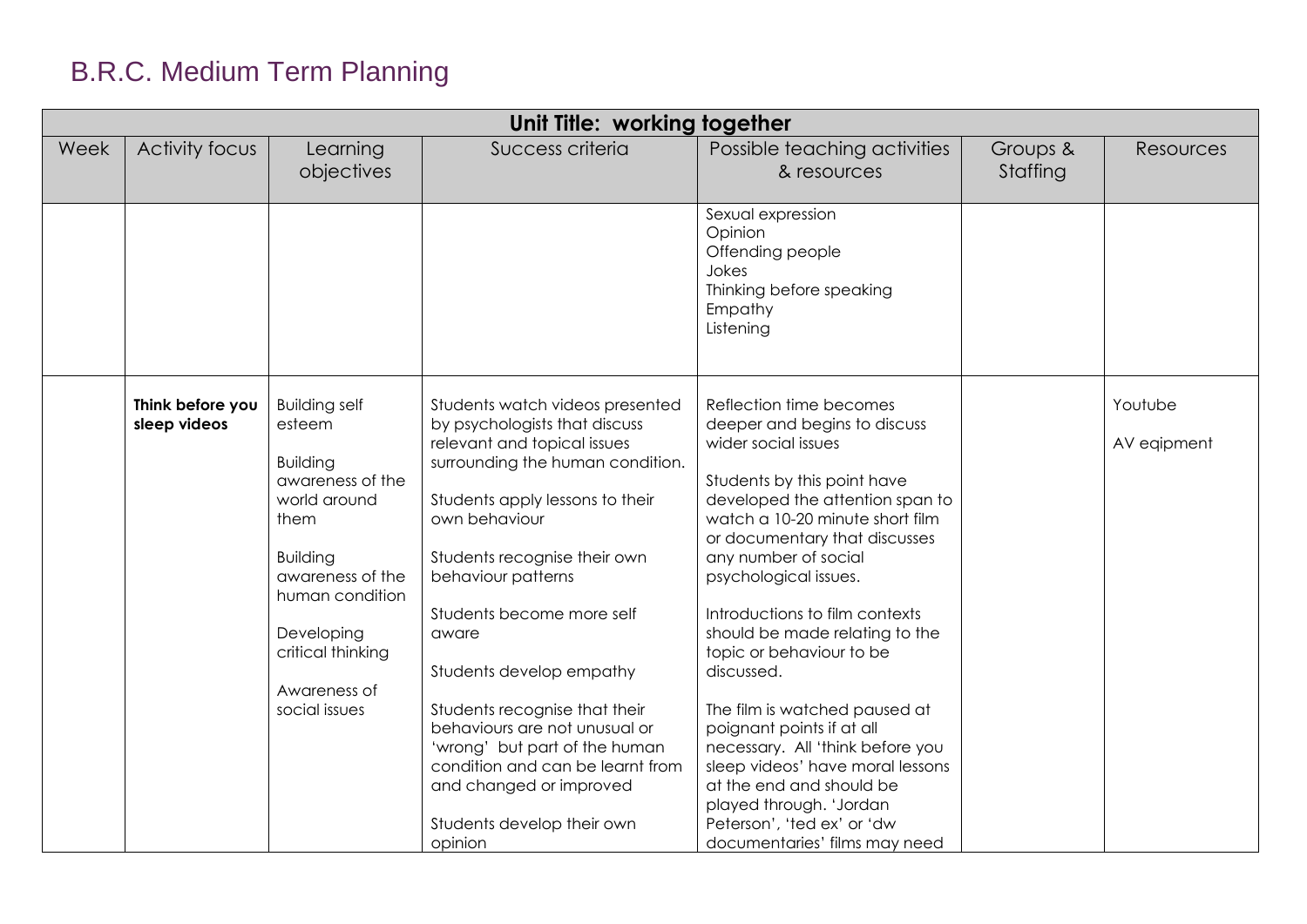# B.R.C. Medium Term Planning

| Unit Title: working together | | | | | | |
|---|---|---|---|---|---|---|
| Week | Activity focus | Learning objectives | Success criteria | Possible teaching activities & resources | Groups & Staffing | Resources |
| | | | | Sexual expression<br>Opinion<br>Offending people<br>Jokes<br>Thinking before speaking<br>Empathy<br>Listening | | |
| | **Think before you sleep videos** | Building self esteem<br><br>Building awareness of the world around them<br><br>Building awareness of the human condition<br><br>Developing critical thinking<br><br>Awareness of social issues | Students watch videos presented by psychologists that discuss relevant and topical issues surrounding the human condition.<br><br>Students apply lessons to their own behaviour<br><br>Students recognise their own behaviour patterns<br><br>Students become more self aware<br><br>Students develop empathy<br><br>Students recognise that their behaviours are not unusual or 'wrong' but part of the human condition and can be learnt from and changed or improved<br><br>Students develop their own opinion | Reflection time becomes deeper and begins to discuss wider social issues<br><br>Students by this point have developed the attention span to watch a 10-20 minute short film or documentary that discusses any number of social psychological issues.<br><br>Introductions to film contexts should be made relating to the topic or behaviour to be discussed.<br><br>The film is watched paused at poignant points if at all necessary. All 'think before you sleep videos' have moral lessons at the end and should be played through. 'Jordan Peterson', 'ted ex' or 'dw documentaries' films may need | | Youtube<br><br>AV eqipment |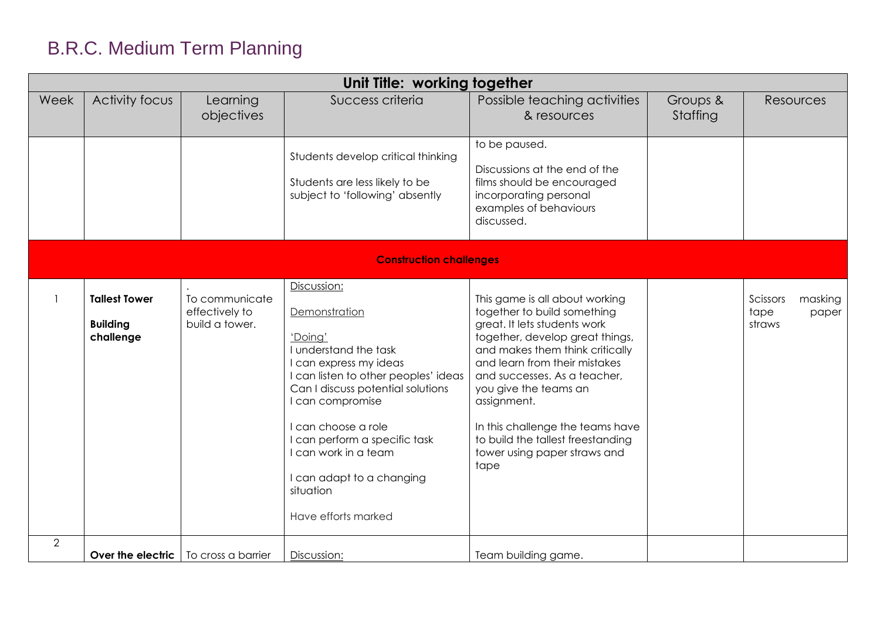# B.R.C. Medium Term Planning

| Unit Title: working together | | | | | | |
|---|---|---|---|---|---|---|
| Week | Activity focus | Learning objectives | Success criteria | Possible teaching activities & resources | Groups & Staffing | Resources |
| | | | Students develop critical thinking<br><br>Students are less likely to be subject to 'following' absently | to be paused.<br><br>Discussions at the end of the films should be encouraged incorporating personal examples of behaviours discussed. | | |
| **Construction challenges** | | | | | | |
| 1 | **Tallest Tower**<br><br>**Building challenge** | .<br>To communicate effectively to build a tower. | Discussion:<br><br>Demonstration<br><br>'Doing'<br>I understand the task<br>I can express my ideas<br>I can listen to other peoples' ideas<br>Can I discuss potential solutions<br>I can compromise<br><br>I can choose a role<br>I can perform a specific task<br>I can work in a team<br><br>I can adapt to a changing situation<br><br>Have efforts marked | This game is all about working together to build something great. It lets students work together, develop great things, and makes them think critically and learn from their mistakes and successes. As a teacher, you give the teams an assignment.<br><br>In this challenge the teams have to build the tallest freestanding tower using paper straws and tape | | Scissors masking tape paper straws |
| 2 | **Over the electric** | To cross a barrier | Discussion: | Team building game. | | |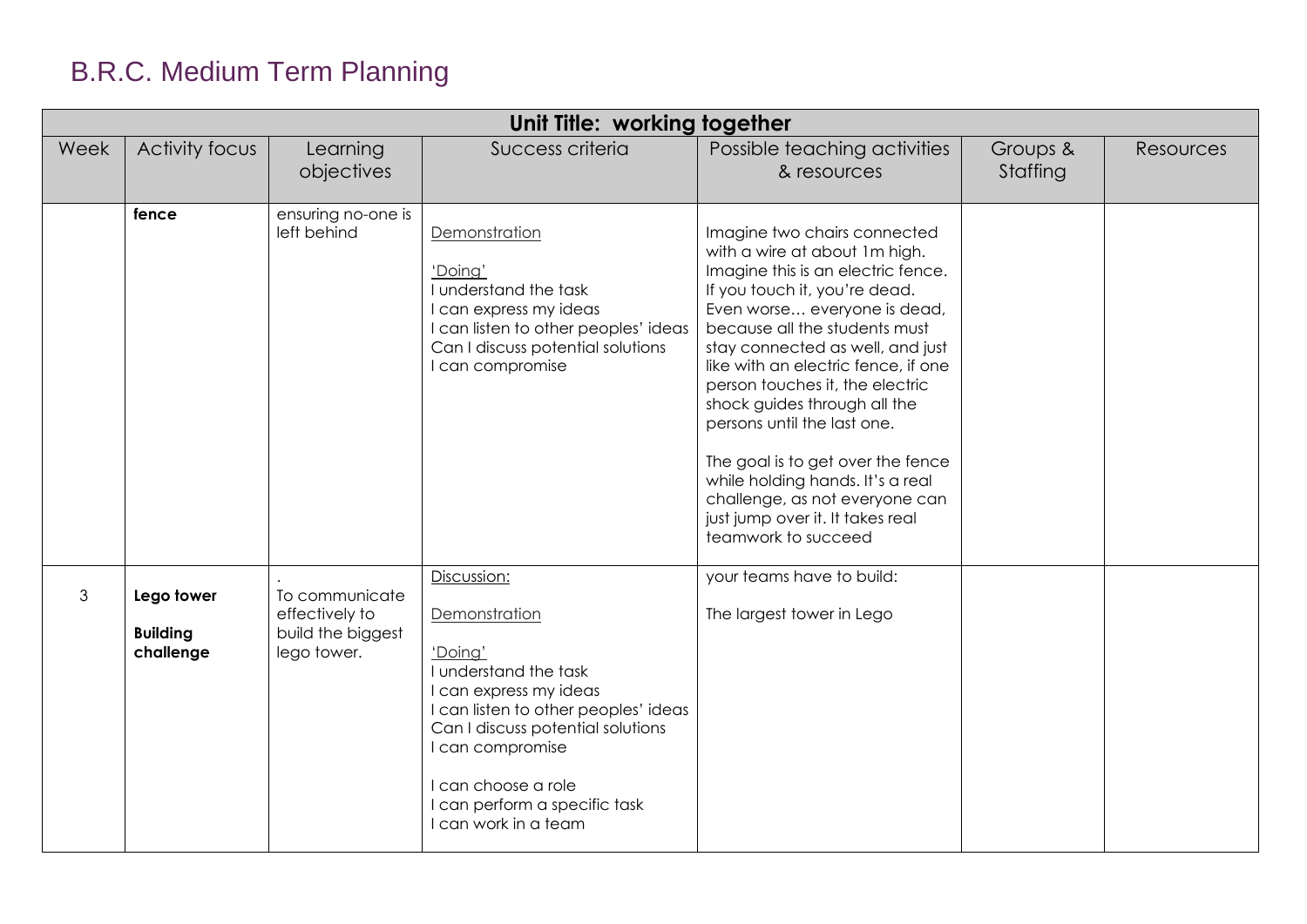# B.R.C. Medium Term Planning

| Unit Title: working together | | | | | | |
|---|---|---|---|---|---|---|
| Week | Activity focus | Learning objectives | Success criteria | Possible teaching activities & resources | Groups & Staffing | Resources |
| | **fence** | ensuring no-one is left behind | Demonstration<br><br>'Doing'<br>I understand the task<br>I can express my ideas<br>I can listen to other peoples' ideas<br>Can I discuss potential solutions<br>I can compromise | Imagine two chairs connected with a wire at about 1m high. Imagine this is an electric fence. If you touch it, you're dead. Even worse… everyone is dead, because all the students must stay connected as well, and just like with an electric fence, if one person touches it, the electric shock guides through all the persons until the last one.<br><br>The goal is to get over the fence while holding hands. It's a real challenge, as not everyone can just jump over it. It takes real teamwork to succeed | | |
| 3 | **Lego tower**<br><br>**Building challenge** | .<br>To communicate effectively to build the biggest lego tower. | Discussion:<br><br>Demonstration<br><br>'Doing'<br>I understand the task<br>I can express my ideas<br>I can listen to other peoples' ideas<br>Can I discuss potential solutions<br>I can compromise<br><br>I can choose a role<br>I can perform a specific task<br>I can work in a team | your teams have to build:<br><br>The largest tower in Lego | | |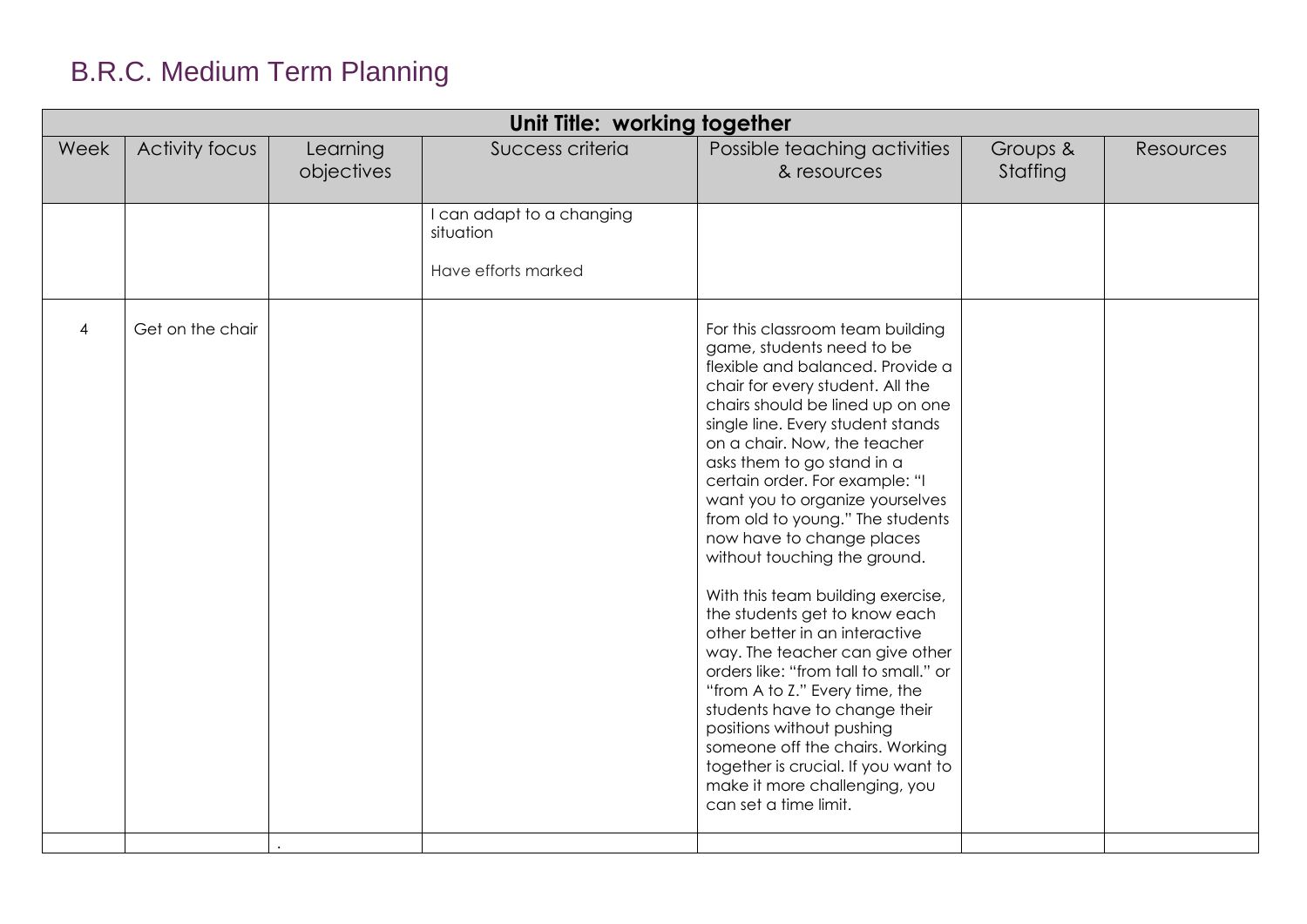# B.R.C. Medium Term Planning

| Unit Title: working together | | | | | | |
|---|---|---|---|---|---|---|
| Week | Activity focus | Learning objectives | Success criteria | Possible teaching activities & resources | Groups & Staffing | Resources |
| | | | I can adapt to a changing situation<br><br>Have efforts marked | | | |
| 4 | Get on the chair | | | For this classroom team building game, students need to be flexible and balanced. Provide a chair for every student. All the chairs should be lined up on one single line. Every student stands on a chair. Now, the teacher asks them to go stand in a certain order. For example: "I want you to organize yourselves from old to young." The students now have to change places without touching the ground.<br><br>With this team building exercise, the students get to know each other better in an interactive way. The teacher can give other orders like: "from tall to small." or "from A to Z." Every time, the students have to change their positions without pushing someone off the chairs. Working together is crucial. If you want to make it more challenging, you can set a time limit. | | |
| | | . | | | | |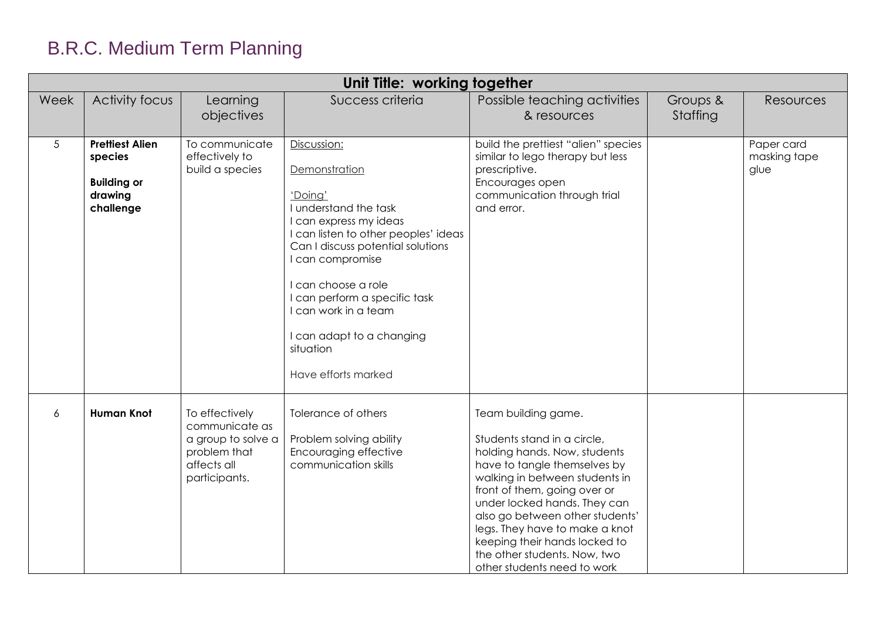# B.R.C. Medium Term Planning

| Unit Title: working together | | | | | | |
|---|---|---|---|---|---|---|
| Week | Activity focus | Learning objectives | Success criteria | Possible teaching activities & resources | Groups & Staffing | Resources |
| 5 | **Prettiest Alien species**<br><br>**Building or drawing challenge** | To communicate effectively to build a species | Discussion:<br><br>Demonstration<br><br>'Doing'<br>I understand the task<br>I can express my ideas<br>I can listen to other peoples' ideas<br>Can I discuss potential solutions<br>I can compromise<br><br>I can choose a role<br>I can perform a specific task<br>I can work in a team<br><br>I can adapt to a changing situation<br><br>Have efforts marked | build the prettiest "alien" species similar to lego therapy but less prescriptive.<br>Encourages open communication through trial and error. | | Paper card<br>masking tape<br>glue |
| 6 | **Human Knot** | To effectively communicate as a group to solve a problem that affects all participants. | Tolerance of others<br><br>Problem solving ability<br>Encouraging effective communication skills | Team building game.<br><br>Students stand in a circle, holding hands. Now, students have to tangle themselves by walking in between students in front of them, going over or under locked hands. They can also go between other students' legs. They have to make a knot keeping their hands locked to the other students. Now, two other students need to work | | |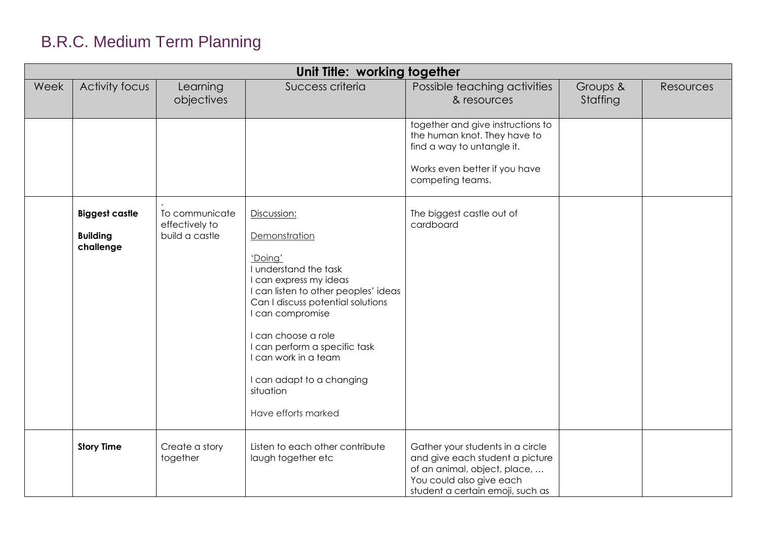# B.R.C. Medium Term Planning

| Unit Title: working together | | | | | | |
|---|---|---|---|---|---|---|
| Week | Activity focus | Learning objectives | Success criteria | Possible teaching activities & resources | Groups & Staffing | Resources |
| | | | | together and give instructions to the human knot. They have to find a way to untangle it.<br><br>Works even better if you have competing teams. | | |
| | **Biggest castle**<br><br>**Building challenge** | .<br>To communicate effectively to build a castle | Discussion:<br><br>Demonstration<br><br>'Doing'<br>I understand the task<br>I can express my ideas<br>I can listen to other peoples' ideas<br>Can I discuss potential solutions<br>I can compromise<br><br>I can choose a role<br>I can perform a specific task<br>I can work in a team<br><br>I can adapt to a changing situation<br><br>Have efforts marked | The biggest castle out of cardboard | | |
| | **Story Time** | Create a story together | Listen to each other contribute laugh together etc | Gather your students in a circle and give each student a picture of an animal, object, place, … You could also give each student a certain emoji, such as | | |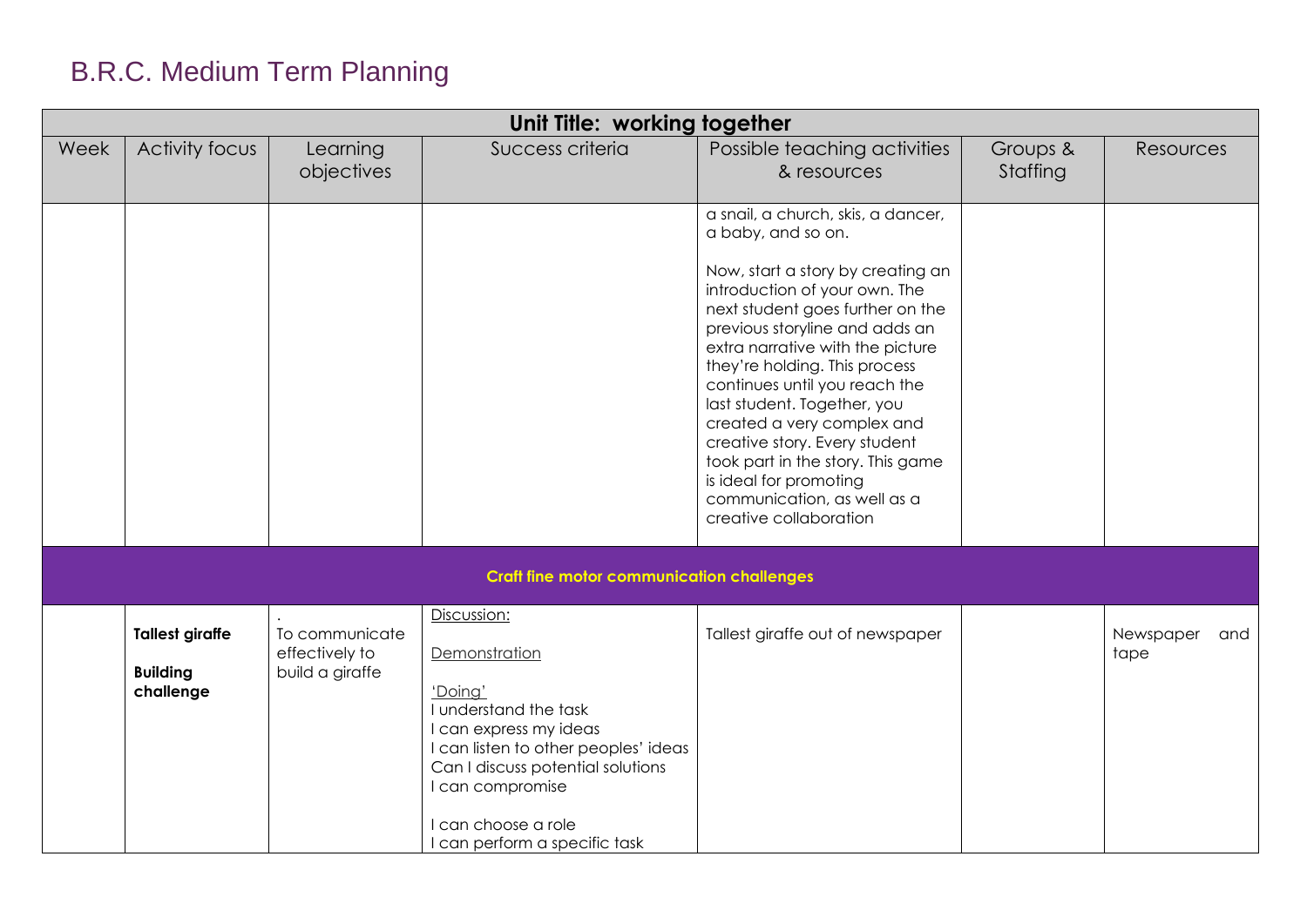# B.R.C. Medium Term Planning

| Unit Title: working together | | | | | | |
|---|---|---|---|---|---|---|
| Week | Activity focus | Learning objectives | Success criteria | Possible teaching activities & resources | Groups & Staffing | Resources |
| | | | | a snail, a church, skis, a dancer, a baby, and so on.<br><br>Now, start a story by creating an introduction of your own. The next student goes further on the previous storyline and adds an extra narrative with the picture they're holding. This process continues until you reach the last student. Together, you created a very complex and creative story. Every student took part in the story. This game is ideal for promoting communication, as well as a creative collaboration | | |
| **Craft fine motor communication challenges** | | | | | | |
| | **Tallest giraffe**<br><br>**Building challenge** | .<br>To communicate effectively to build a giraffe | Discussion:<br><br>Demonstration<br><br>'Doing'<br>I understand the task<br>I can express my ideas<br>I can listen to other peoples' ideas<br>Can I discuss potential solutions<br>I can compromise<br><br>I can choose a role<br>I can perform a specific task | Tallest giraffe out of newspaper | | Newspaper and tape |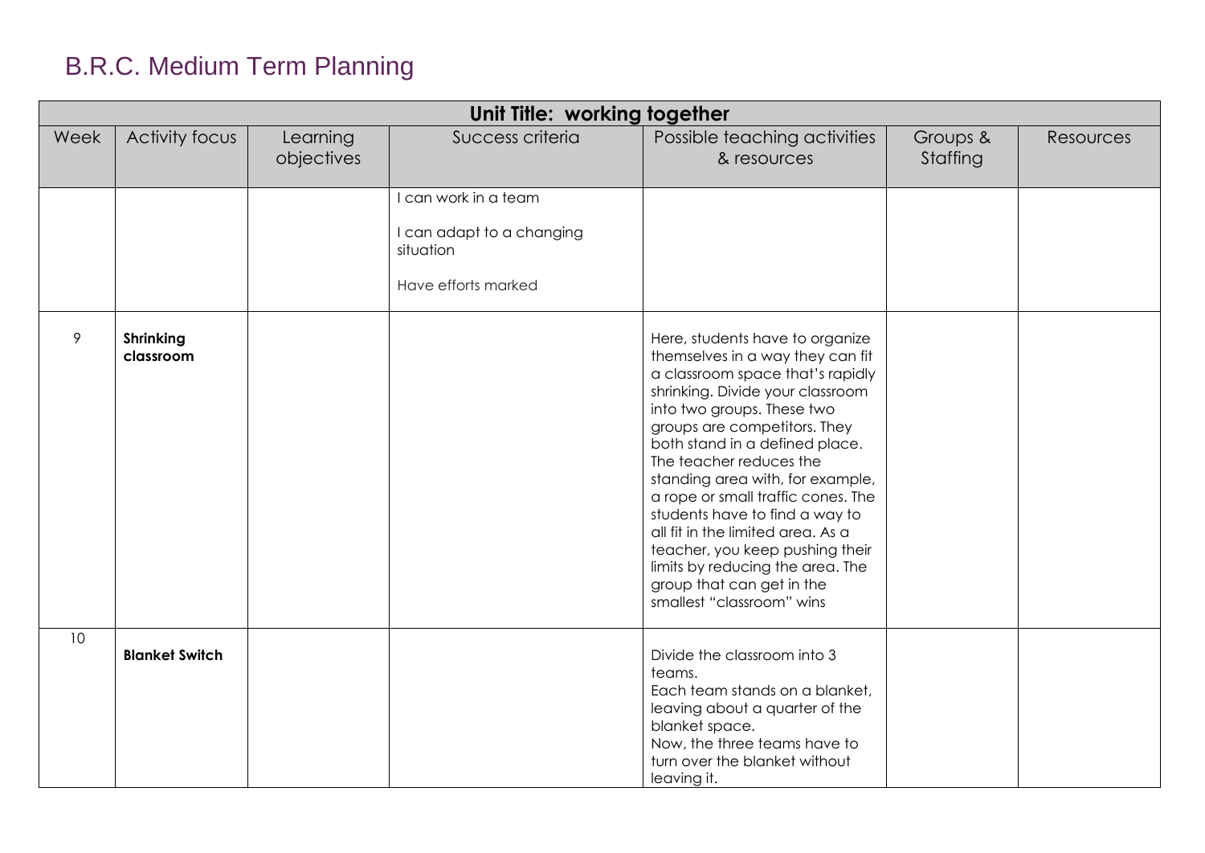# B.R.C. Medium Term Planning

| Unit Title: working together | | | | | | |
|---|---|---|---|---|---|---|
| Week | Activity focus | Learning objectives | Success criteria | Possible teaching activities & resources | Groups & Staffing | Resources |
| | | | I can work in a team<br><br>I can adapt to a changing situation<br><br>Have efforts marked | | | |
| 9 | **Shrinking classroom** | | | Here, students have to organize themselves in a way they can fit a classroom space that's rapidly shrinking. Divide your classroom into two groups. These two groups are competitors. They both stand in a defined place. The teacher reduces the standing area with, for example, a rope or small traffic cones. The students have to find a way to all fit in the limited area. As a teacher, you keep pushing their limits by reducing the area. The group that can get in the smallest "classroom" wins | | |
| 10 | **Blanket Switch** | | | Divide the classroom into 3 teams.<br>Each team stands on a blanket, leaving about a quarter of the blanket space.<br>Now, the three teams have to turn over the blanket without leaving it. | | |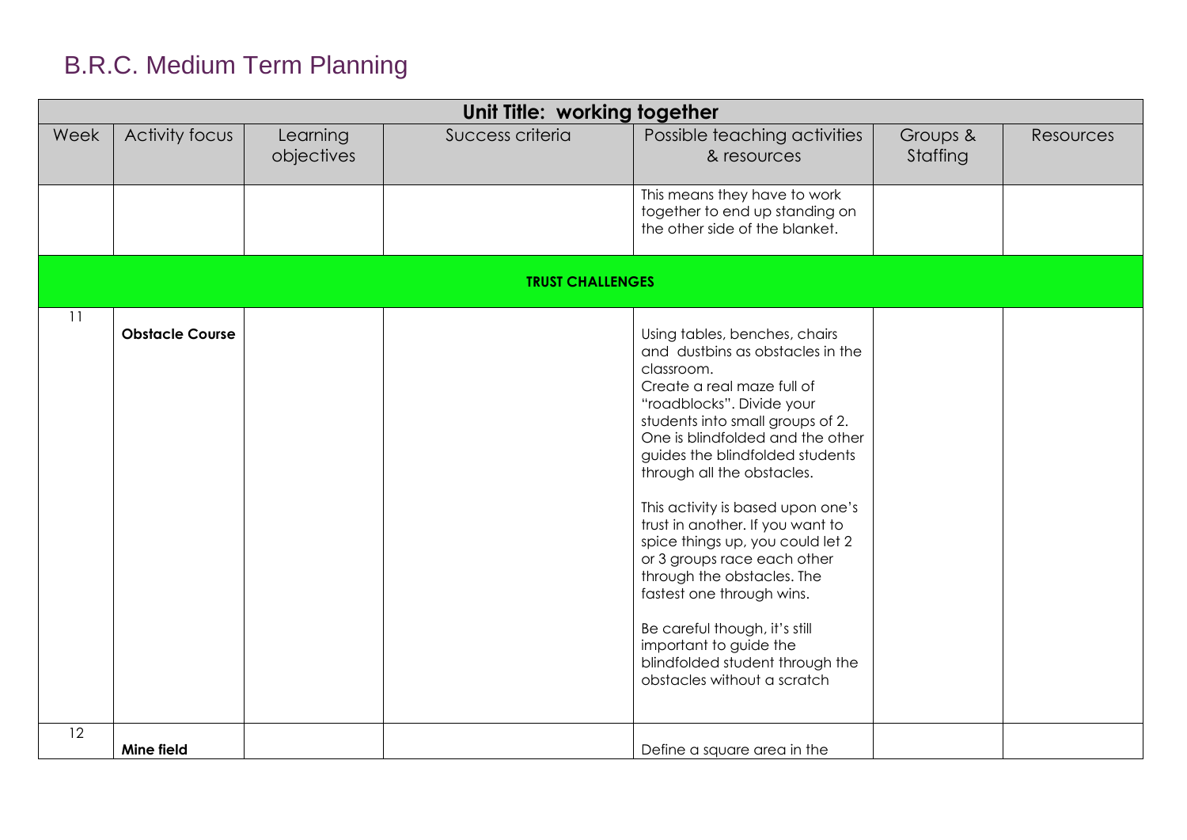# B.R.C. Medium Term Planning

| Unit Title: working together | | | | | | |
|---|---|---|---|---|---|---|
| Week | Activity focus | Learning objectives | Success criteria | Possible teaching activities & resources | Groups & Staffing | Resources |
| | | | | This means they have to work together to end up standing on the other side of the blanket. | | |
| **TRUST CHALLENGES** | | | | | | |
| 11 | **Obstacle Course** | | | Using tables, benches, chairs and dustbins as obstacles in the classroom.<br>Create a real maze full of "roadblocks". Divide your students into small groups of 2. One is blindfolded and the other guides the blindfolded students through all the obstacles.<br><br>This activity is based upon one's trust in another. If you want to spice things up, you could let 2 or 3 groups race each other through the obstacles. The fastest one through wins.<br><br>Be careful though, it's still important to guide the blindfolded student through the obstacles without a scratch | | |
| 12 | **Mine field** | | | Define a square area in the | | |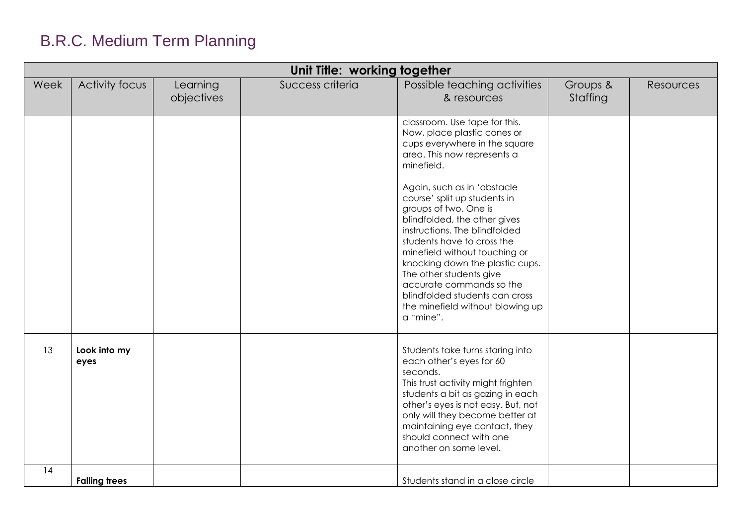# B.R.C. Medium Term Planning

| Unit Title: working together | | | | | | |
|---|---|---|---|---|---|---|
| Week | Activity focus | Learning objectives | Success criteria | Possible teaching activities & resources | Groups & Staffing | Resources |
| | | | | classroom. Use tape for this. Now, place plastic cones or cups everywhere in the square area. This now represents a minefield.<br><br>Again, such as in 'obstacle course' split up students in groups of two. One is blindfolded, the other gives instructions. The blindfolded students have to cross the minefield without touching or knocking down the plastic cups. The other students give accurate commands so the blindfolded students can cross the minefield without blowing up a "mine". | | |
| 13 | **Look into my eyes** | | | Students take turns staring into each other's eyes for 60 seconds.<br>This trust activity might frighten students a bit as gazing in each other's eyes is not easy. But, not only will they become better at maintaining eye contact, they should connect with one another on some level. | | |
| 14 | **Falling trees** | | | Students stand in a close circle | | |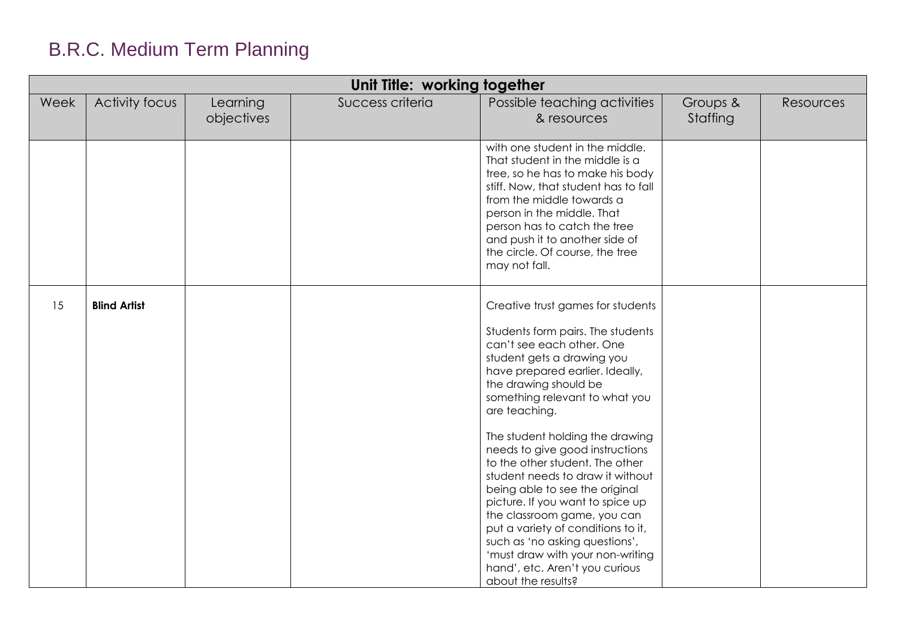# B.R.C. Medium Term Planning

| Unit Title: working together | | | | | | |
|---|---|---|---|---|---|---|
| Week | Activity focus | Learning objectives | Success criteria | Possible teaching activities & resources | Groups & Staffing | Resources |
| | | | | with one student in the middle. That student in the middle is a tree, so he has to make his body stiff. Now, that student has to fall from the middle towards a person in the middle. That person has to catch the tree and push it to another side of the circle. Of course, the tree may not fall. | | |
| 15 | **Blind Artist** | | | Creative trust games for students<br><br>Students form pairs. The students can't see each other. One student gets a drawing you have prepared earlier. Ideally, the drawing should be something relevant to what you are teaching.<br><br>The student holding the drawing needs to give good instructions to the other student. The other student needs to draw it without being able to see the original picture. If you want to spice up the classroom game, you can put a variety of conditions to it, such as 'no asking questions', 'must draw with your non-writing hand', etc. Aren't you curious about the results? | | |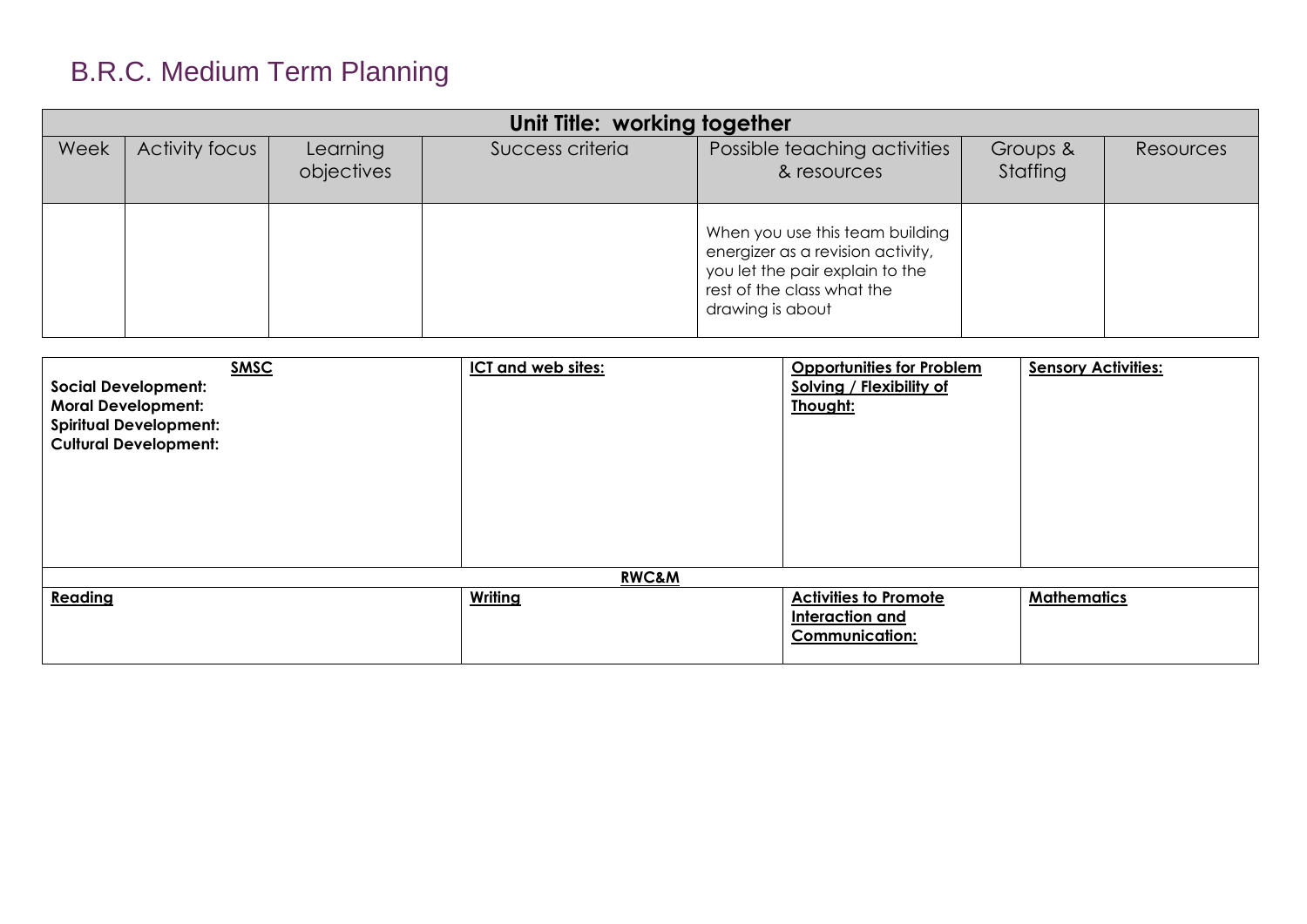# B.R.C. Medium Term Planning

| Unit Title: working together | | | | | | |
|---|---|---|---|---|---|---|
| Week | Activity focus | Learning objectives | Success criteria | Possible teaching activities & resources | Groups & Staffing | Resources |
| | | | | When you use this team building energizer as a revision activity, you let the pair explain to the rest of the class what the drawing is about | | |

| | | | |
|---|---|---|---|
| **SMSC**<br>**Social Development:**<br>**Moral Development:**<br>**Spiritual Development:**<br>**Cultural Development:** | **ICT and web sites:** | **Opportunities for Problem Solving / Flexibility of Thought:** | **Sensory Activities:** |
| **RWC&M** | | | |
| **Reading** | **Writing** | **Activities to Promote Interaction and Communication:** | **Mathematics** |